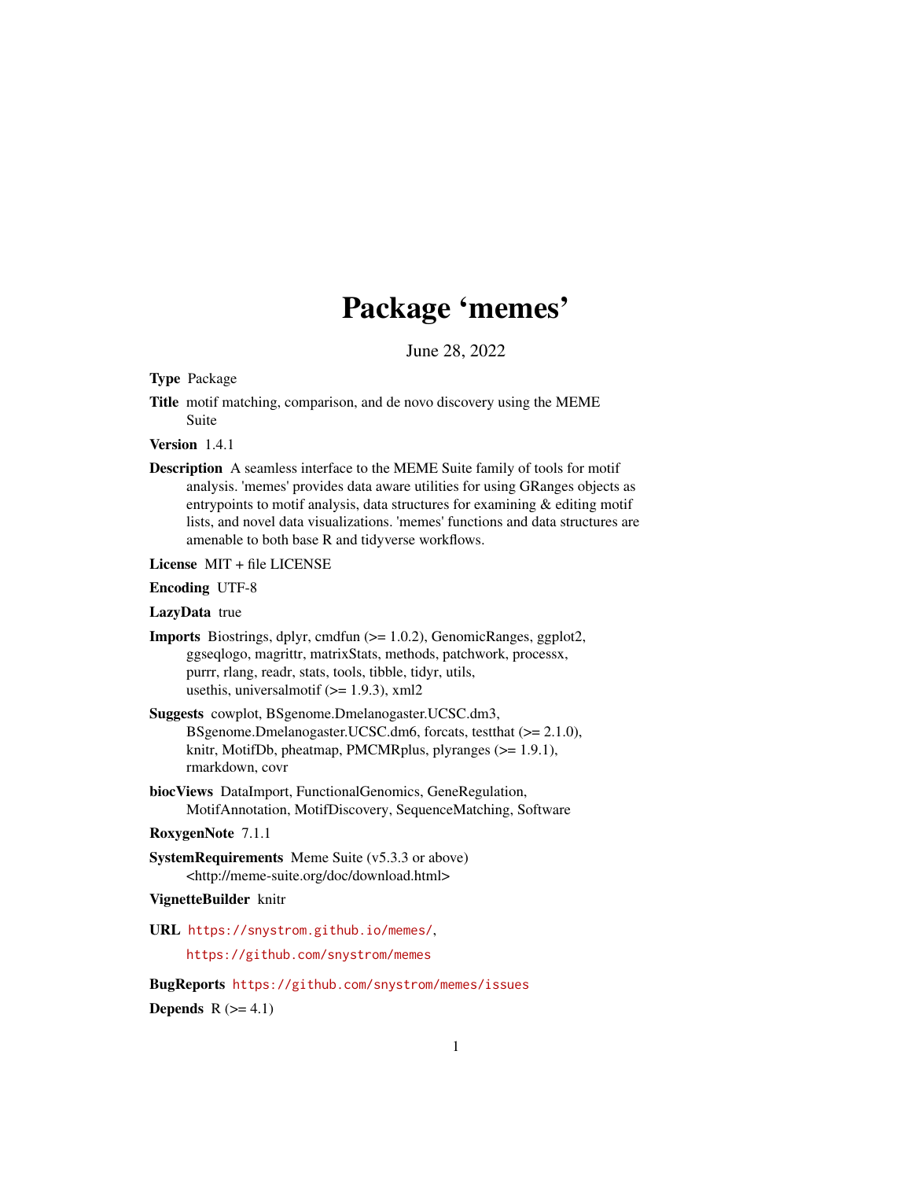# Package 'memes'

June 28, 2022

**Type** Package

**Title** motif matching, comparison, and de novo discovery using the MEME Suite

**Version** 1.4.1

**Description** A seamless interface to the MEME Suite family of tools for motif analysis. 'memes' provides data aware utilities for using GRanges objects as entrypoints to motif analysis, data structures for examining & editing motif lists, and novel data visualizations. 'memes' functions and data structures are amenable to both base R and tidyverse workflows.

**License** MIT + file LICENSE

**Encoding** UTF-8

**LazyData** true

**Imports** Biostrings, dplyr, cmdfun (>= 1.0.2), GenomicRanges, ggplot2, ggseqlogo, magrittr, matrixStats, methods, patchwork, processx, purrr, rlang, readr, stats, tools, tibble, tidyr, utils, usethis, universalmotif (>= 1.9.3), xml2

**Suggests** cowplot, BSgenome.Dmelanogaster.UCSC.dm3, BSgenome.Dmelanogaster.UCSC.dm6, forcats, testthat (>= 2.1.0), knitr, MotifDb, pheatmap, PMCMRplus, plyranges (>= 1.9.1), rmarkdown, covr

**biocViews** DataImport, FunctionalGenomics, GeneRegulation, MotifAnnotation, MotifDiscovery, SequenceMatching, Software

**RoxygenNote** 7.1.1

**SystemRequirements** Meme Suite (v5.3.3 or above) <http://meme-suite.org/doc/download.html>

**VignetteBuilder** knitr

**URL** https://snystrom.github.io/memes/, https://github.com/snystrom/memes

**BugReports** https://github.com/snystrom/memes/issues

**Depends** R (>= 4.1)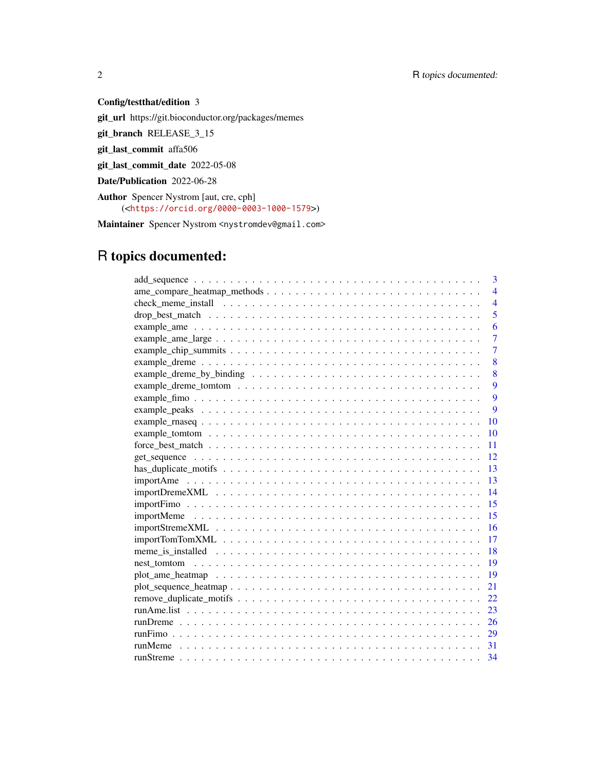**Config/testthat/edition** 3

**git_url** https://git.bioconductor.org/packages/memes

**git_branch** RELEASE_3_15

**git_last_commit** affa506

**git_last_commit_date** 2022-05-08

**Date/Publication** 2022-06-28

**Author** Spencer Nystrom [aut, cre, cph] (<https://orcid.org/0000-0003-1000-1579>)

**Maintainer** Spencer Nystrom <nystromdev@gmail.com>

# R topics documented:

| | |
|---|---|
| add_sequence | 3 |
| ame_compare_heatmap_methods | 4 |
| check_meme_install | 4 |
| drop_best_match | 5 |
| example_ame | 6 |
| example_ame_large | 7 |
| example_chip_summits | 7 |
| example_dreme | 8 |
| example_dreme_by_binding | 8 |
| example_dreme_tomtom | 9 |
| example_fimo | 9 |
| example_peaks | 9 |
| example_rnaseq | 10 |
| example_tomtom | 10 |
| force_best_match | 11 |
| get_sequence | 12 |
| has_duplicate_motifs | 13 |
| importAme | 13 |
| importDremeXML | 14 |
| importFimo | 15 |
| importMeme | 15 |
| importStremeXML | 16 |
| importTomTomXML | 17 |
| meme_is_installed | 18 |
| nest_tomtom | 19 |
| plot_ame_heatmap | 19 |
| plot_sequence_heatmap | 21 |
| remove_duplicate_motifs | 22 |
| runAme.list | 23 |
| runDreme | 26 |
| runFimo | 29 |
| runMeme | 31 |
| runStreme | 34 |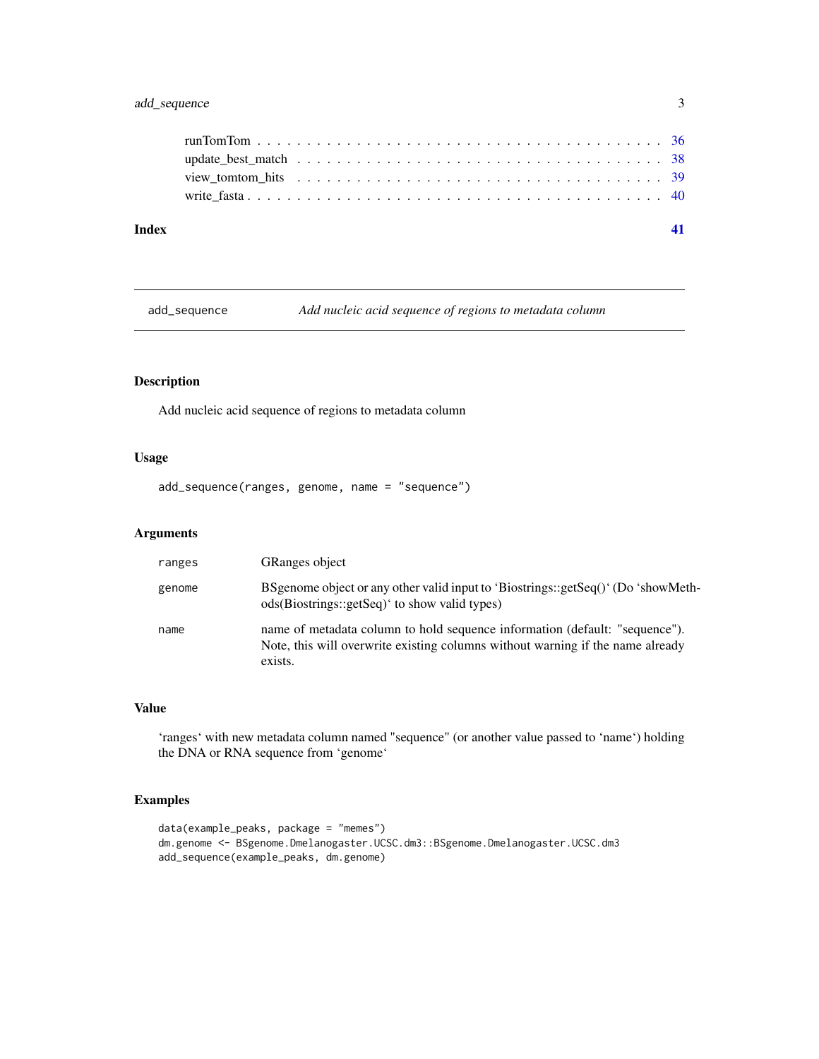runTomTom . . . . . . . . . . . . . . . . . . . . . . . . . . . . . . . . . . . . 36
update_best_match . . . . . . . . . . . . . . . . . . . . . . . . . . . . . . . . 38
view_tomtom_hits . . . . . . . . . . . . . . . . . . . . . . . . . . . . . . . . . 39
write_fasta . . . . . . . . . . . . . . . . . . . . . . . . . . . . . . . . . . . . 40

**Index** **41**

---

## add_sequence *Add nucleic acid sequence of regions to metadata column*

---

### Description

Add nucleic acid sequence of regions to metadata column

### Usage

```
add_sequence(ranges, genome, name = "sequence")
```

### Arguments

| | |
|---|---|
| ranges | GRanges object |
| genome | BSgenome object or any other valid input to 'Biostrings::getSeq()' (Do 'showMethods(Biostrings::getSeq)' to show valid types) |
| name | name of metadata column to hold sequence information (default: "sequence"). Note, this will overwrite existing columns without warning if the name already exists. |

### Value

'ranges' with new metadata column named "sequence" (or another value passed to 'name') holding the DNA or RNA sequence from 'genome'

### Examples

```
data(example_peaks, package = "memes")
dm.genome <- BSgenome.Dmelanogaster.UCSC.dm3::BSgenome.Dmelanogaster.UCSC.dm3
add_sequence(example_peaks, dm.genome)
```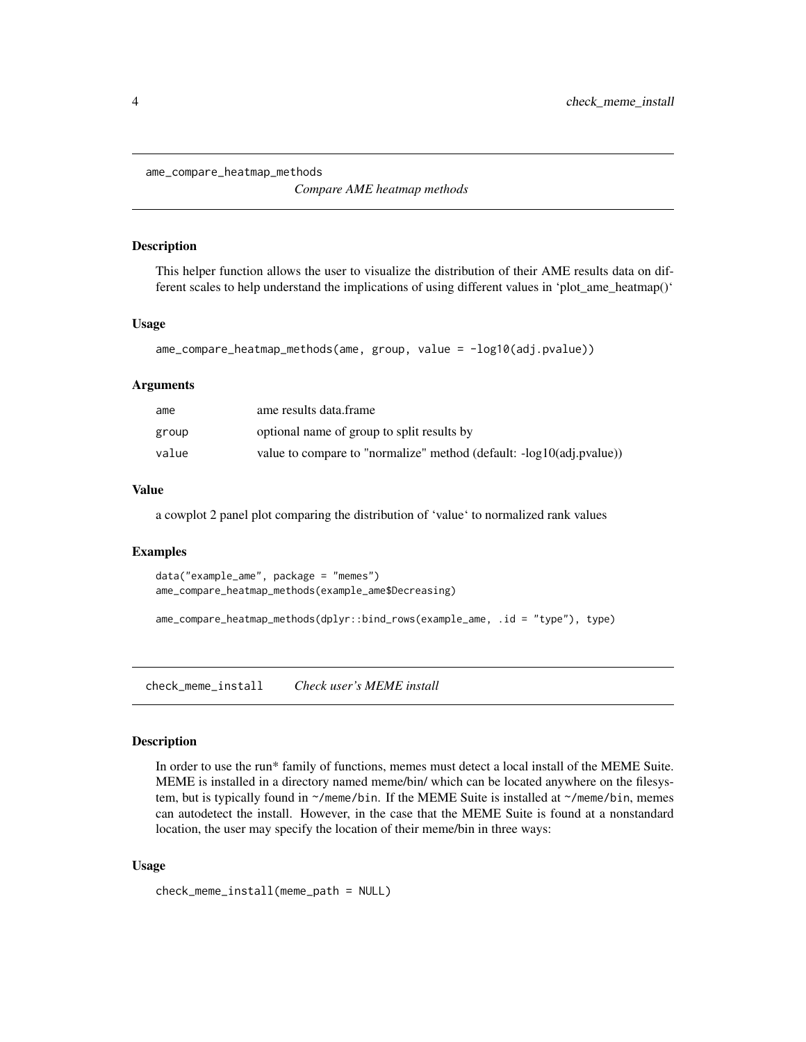## ame_compare_heatmap_methods

*Compare AME heatmap methods*

### Description

This helper function allows the user to visualize the distribution of their AME results data on different scales to help understand the implications of using different values in 'plot_ame_heatmap()'

### Usage

```
ame_compare_heatmap_methods(ame, group, value = -log10(adj.pvalue))
```

### Arguments

| | |
|---|---|
| ame | ame results data.frame |
| group | optional name of group to split results by |
| value | value to compare to "normalize" method (default: -log10(adj.pvalue)) |

### Value

a cowplot 2 panel plot comparing the distribution of 'value' to normalized rank values

### Examples

```
data("example_ame", package = "memes")
ame_compare_heatmap_methods(example_ame$Decreasing)

ame_compare_heatmap_methods(dplyr::bind_rows(example_ame, .id = "type"), type)
```

## check_meme_install

*Check user's MEME install*

### Description

In order to use the run* family of functions, memes must detect a local install of the MEME Suite. MEME is installed in a directory named meme/bin/ which can be located anywhere on the filesystem, but is typically found in `~/meme/bin`. If the MEME Suite is installed at `~/meme/bin`, memes can autodetect the install. However, in the case that the MEME Suite is found at a nonstandard location, the user may specify the location of their meme/bin in three ways:

### Usage

```
check_meme_install(meme_path = NULL)
```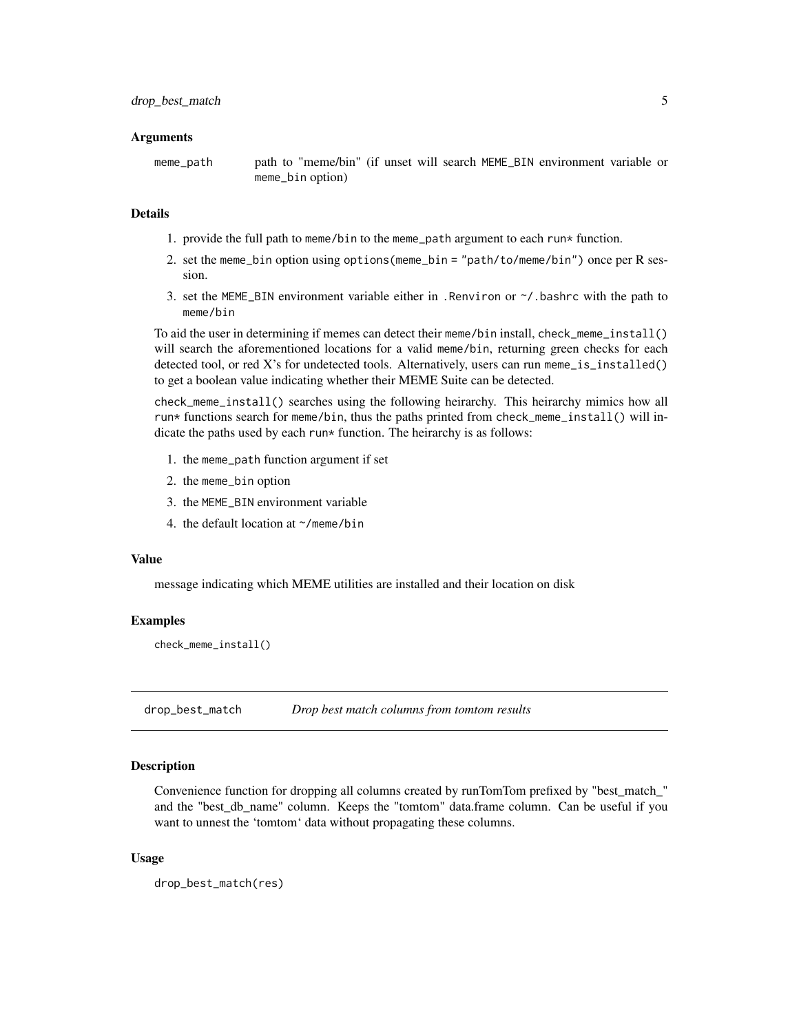### Arguments

meme_path — path to "meme/bin" (if unset will search MEME_BIN environment variable or meme_bin option)

### Details

1. provide the full path to meme/bin to the meme_path argument to each run* function.
2. set the meme_bin option using options(meme_bin = "path/to/meme/bin") once per R session.
3. set the MEME_BIN environment variable either in .Renviron or ~/.bashrc with the path to meme/bin

To aid the user in determining if memes can detect their meme/bin install, check_meme_install() will search the aforementioned locations for a valid meme/bin, returning green checks for each detected tool, or red X's for undetected tools. Alternatively, users can run meme_is_installed() to get a boolean value indicating whether their MEME Suite can be detected.

check_meme_install() searches using the following heirarchy. This heirarchy mimics how all run* functions search for meme/bin, thus the paths printed from check_meme_install() will indicate the paths used by each run* function. The heirarchy is as follows:

1. the meme_path function argument if set
2. the meme_bin option
3. the MEME_BIN environment variable
4. the default location at ~/meme/bin

### Value

message indicating which MEME utilities are installed and their location on disk

### Examples

```
check_meme_install()
```

## drop_best_match — *Drop best match columns from tomtom results*

### Description

Convenience function for dropping all columns created by runTomTom prefixed by "best_match_" and the "best_db_name" column. Keeps the "tomtom" data.frame column. Can be useful if you want to unnest the 'tomtom' data without propagating these columns.

### Usage

```
drop_best_match(res)
```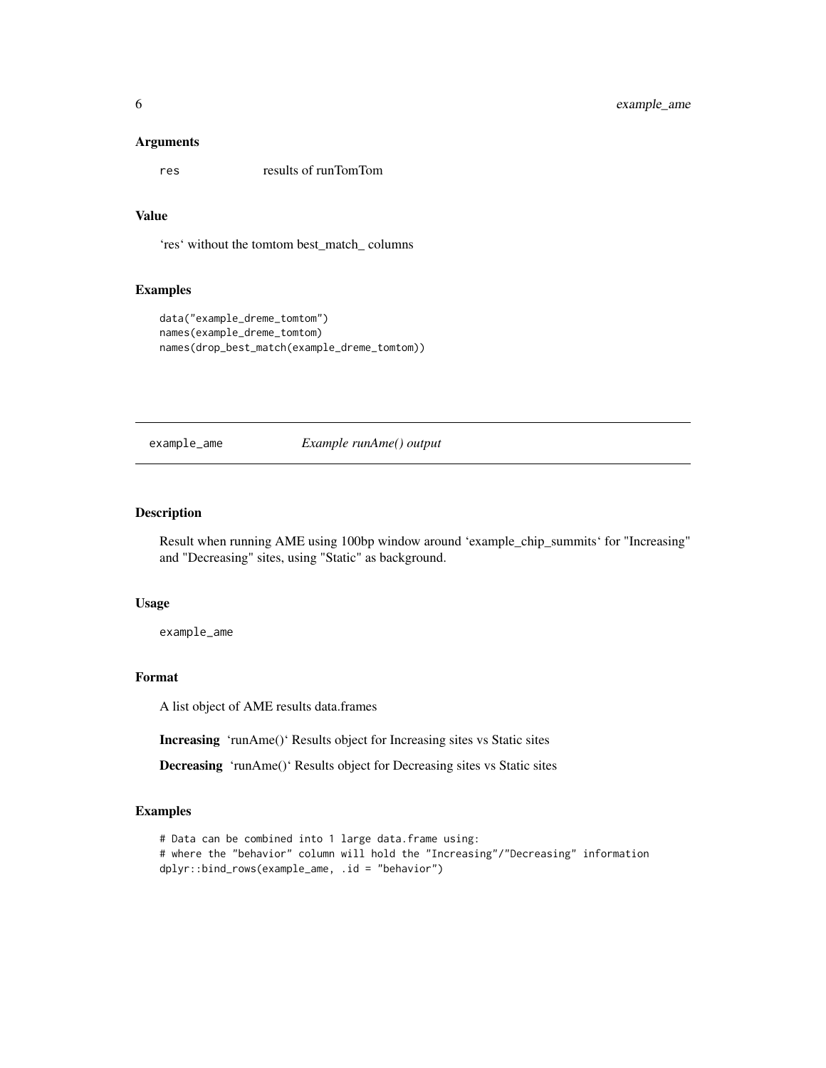### Arguments

res results of runTomTom

### Value

'res' without the tomtom best_match_ columns

### Examples

```
data("example_dreme_tomtom")
names(example_dreme_tomtom)
names(drop_best_match(example_dreme_tomtom))
```

---

## example_ame *Example runAme() output*

---

### Description

Result when running AME using 100bp window around 'example_chip_summits' for "Increasing" and "Decreasing" sites, using "Static" as background.

### Usage

```
example_ame
```

### Format

A list object of AME results data.frames

**Increasing** 'runAme()' Results object for Increasing sites vs Static sites

**Decreasing** 'runAme()' Results object for Decreasing sites vs Static sites

### Examples

```
# Data can be combined into 1 large data.frame using:
# where the "behavior" column will hold the "Increasing"/"Decreasing" information
dplyr::bind_rows(example_ame, .id = "behavior")
```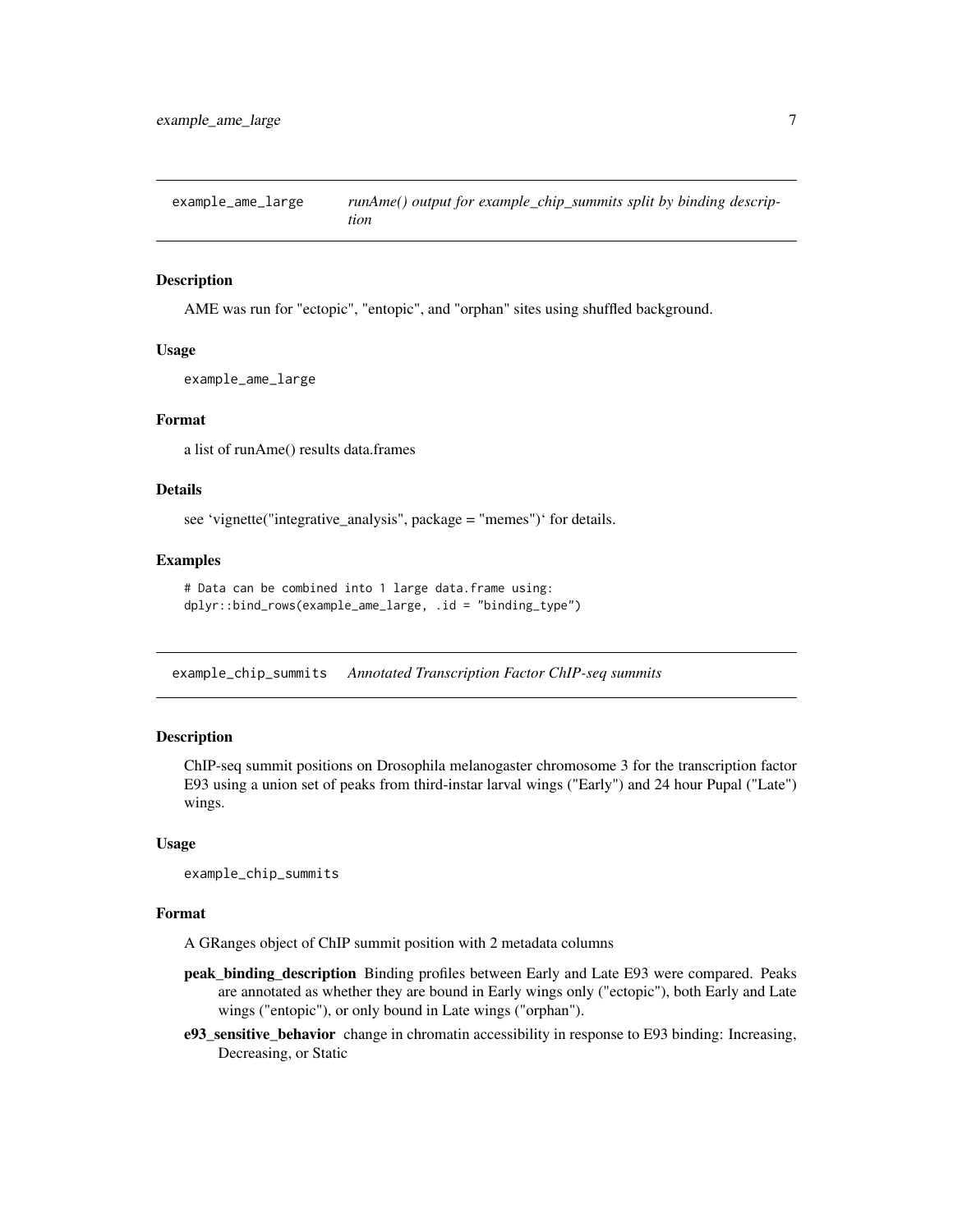## example_ame_large — *runAme() output for example_chip_summits split by binding description*

### Description

AME was run for "ectopic", "entopic", and "orphan" sites using shuffled background.

### Usage

```
example_ame_large
```

### Format

a list of runAme() results data.frames

### Details

see ‘vignette("integrative_analysis", package = "memes")‘ for details.

### Examples

```
# Data can be combined into 1 large data.frame using:
dplyr::bind_rows(example_ame_large, .id = "binding_type")
```

## example_chip_summits — *Annotated Transcription Factor ChIP-seq summits*

### Description

ChIP-seq summit positions on Drosophila melanogaster chromosome 3 for the transcription factor E93 using a union set of peaks from third-instar larval wings ("Early") and 24 hour Pupal ("Late") wings.

### Usage

```
example_chip_summits
```

### Format

A GRanges object of ChIP summit position with 2 metadata columns

- **peak_binding_description** Binding profiles between Early and Late E93 were compared. Peaks are annotated as whether they are bound in Early wings only ("ectopic"), both Early and Late wings ("entopic"), or only bound in Late wings ("orphan").
- **e93_sensitive_behavior** change in chromatin accessibility in response to E93 binding: Increasing, Decreasing, or Static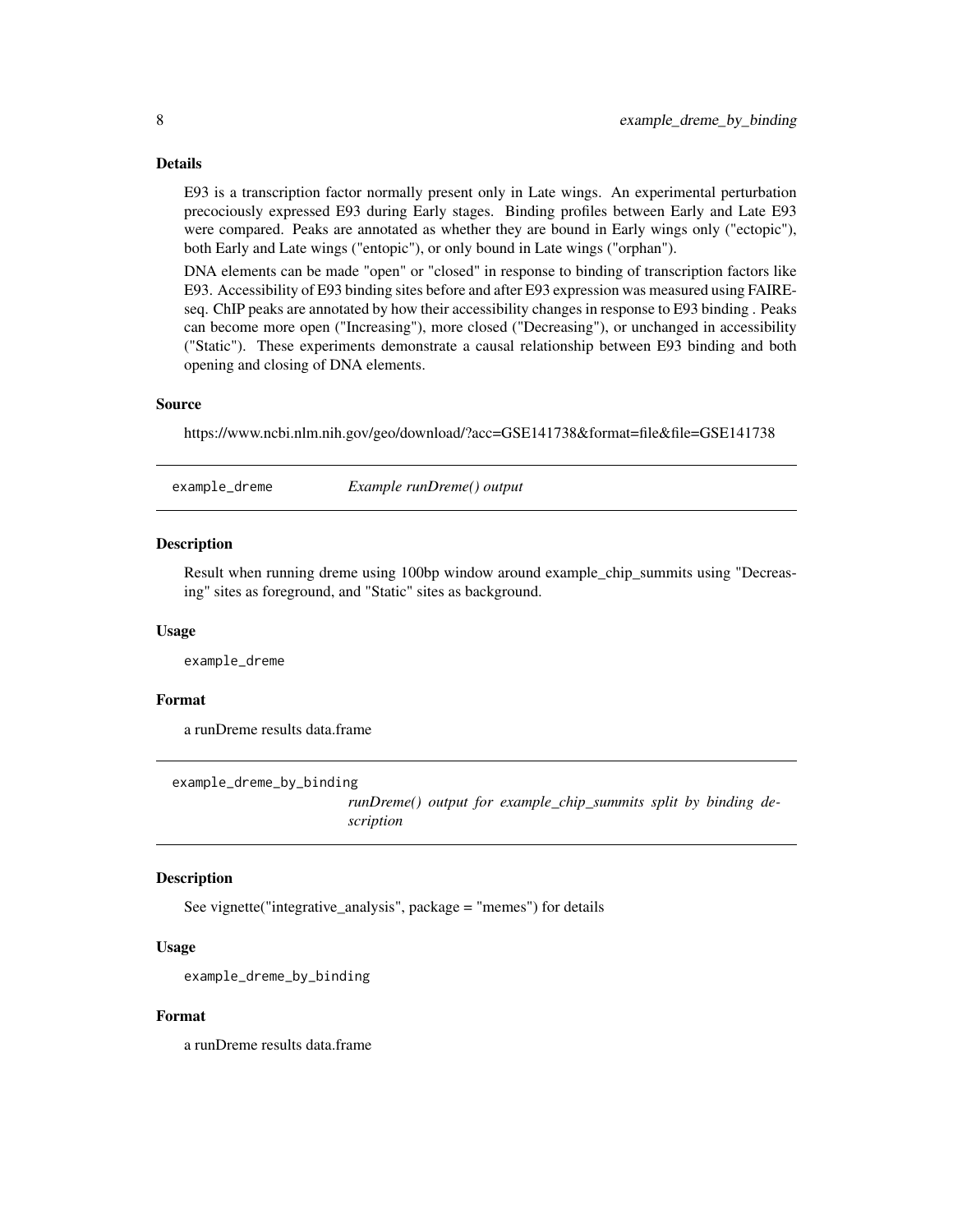### Details

E93 is a transcription factor normally present only in Late wings. An experimental perturbation precociously expressed E93 during Early stages. Binding profiles between Early and Late E93 were compared. Peaks are annotated as whether they are bound in Early wings only ("ectopic"), both Early and Late wings ("entopic"), or only bound in Late wings ("orphan").

DNA elements can be made "open" or "closed" in response to binding of transcription factors like E93. Accessibility of E93 binding sites before and after E93 expression was measured using FAIRE-seq. ChIP peaks are annotated by how their accessibility changes in response to E93 binding . Peaks can become more open ("Increasing"), more closed ("Decreasing"), or unchanged in accessibility ("Static"). These experiments demonstrate a causal relationship between E93 binding and both opening and closing of DNA elements.

### Source

https://www.ncbi.nlm.nih.gov/geo/download/?acc=GSE141738&format=file&file=GSE141738

---

## example_dreme — *Example runDreme() output*

### Description

Result when running dreme using 100bp window around example_chip_summits using "Decreasing" sites as foreground, and "Static" sites as background.

### Usage

```
example_dreme
```

### Format

a runDreme results data.frame

---

## example_dreme_by_binding — *runDreme() output for example_chip_summits split by binding description*

### Description

See vignette("integrative_analysis", package = "memes") for details

### Usage

```
example_dreme_by_binding
```

### Format

a runDreme results data.frame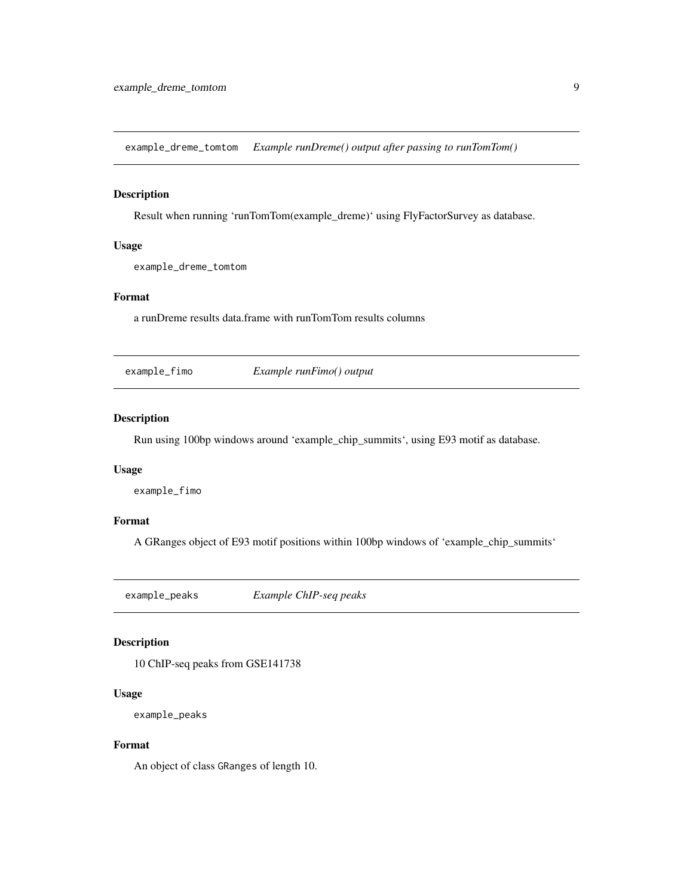## example_dreme_tomtom *Example runDreme() output after passing to runTomTom()*

### Description

Result when running 'runTomTom(example_dreme)' using FlyFactorSurvey as database.

### Usage

```
example_dreme_tomtom
```

### Format

a runDreme results data.frame with runTomTom results columns

## example_fimo *Example runFimo() output*

### Description

Run using 100bp windows around 'example_chip_summits', using E93 motif as database.

### Usage

```
example_fimo
```

### Format

A GRanges object of E93 motif positions within 100bp windows of 'example_chip_summits'

## example_peaks *Example ChIP-seq peaks*

### Description

10 ChIP-seq peaks from GSE141738

### Usage

```
example_peaks
```

### Format

An object of class GRanges of length 10.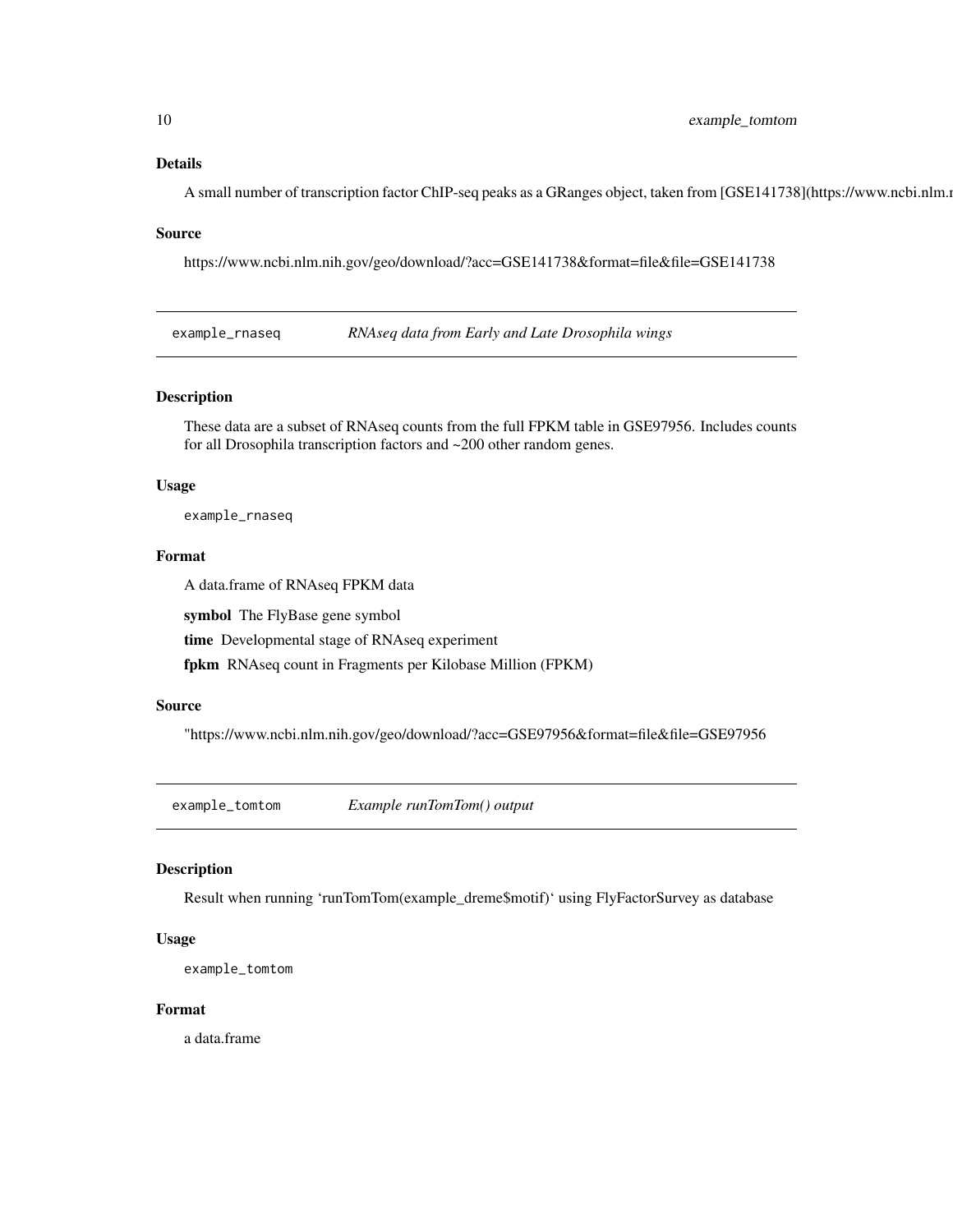### Details

A small number of transcription factor ChIP-seq peaks as a GRanges object, taken from [GSE141738](https://www.ncbi.nlm.n

### Source

https://www.ncbi.nlm.nih.gov/geo/download/?acc=GSE141738&format=file&file=GSE141738

---

## example_rnaseq    *RNAseq data from Early and Late Drosophila wings*

### Description

These data are a subset of RNAseq counts from the full FPKM table in GSE97956. Includes counts for all Drosophila transcription factors and ~200 other random genes.

### Usage

```
example_rnaseq
```

### Format

A data.frame of RNAseq FPKM data

**symbol** The FlyBase gene symbol

**time** Developmental stage of RNAseq experiment

**fpkm** RNAseq count in Fragments per Kilobase Million (FPKM)

### Source

"https://www.ncbi.nlm.nih.gov/geo/download/?acc=GSE97956&format=file&file=GSE97956

---

## example_tomtom    *Example runTomTom() output*

### Description

Result when running 'runTomTom(example_dreme$motif)' using FlyFactorSurvey as database

### Usage

```
example_tomtom
```

### Format

a data.frame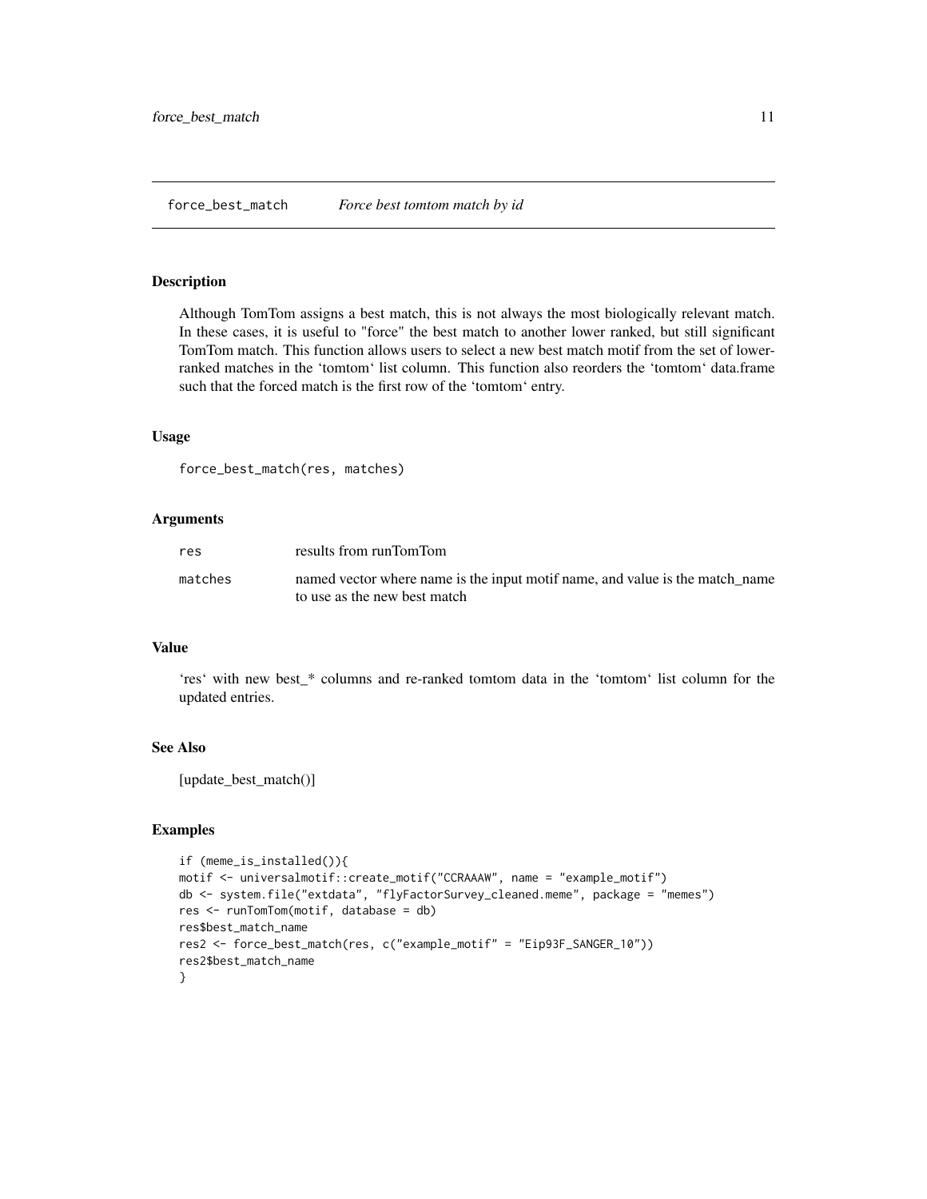## force_best_match *Force best tomtom match by id*

### Description

Although TomTom assigns a best match, this is not always the most biologically relevant match. In these cases, it is useful to "force" the best match to another lower ranked, but still significant TomTom match. This function allows users to select a new best match motif from the set of lower-ranked matches in the 'tomtom' list column. This function also reorders the 'tomtom' data.frame such that the forced match is the first row of the 'tomtom' entry.

### Usage

```
force_best_match(res, matches)
```

### Arguments

| | |
|---|---|
| res | results from runTomTom |
| matches | named vector where name is the input motif name, and value is the match_name to use as the new best match |

### Value

'res' with new best_* columns and re-ranked tomtom data in the 'tomtom' list column for the updated entries.

### See Also

[update_best_match()]

### Examples

```
if (meme_is_installed()){
motif <- universalmotif::create_motif("CCRAAAW", name = "example_motif")
db <- system.file("extdata", "flyFactorSurvey_cleaned.meme", package = "memes")
res <- runTomTom(motif, database = db)
res$best_match_name
res2 <- force_best_match(res, c("example_motif" = "Eip93F_SANGER_10"))
res2$best_match_name
}
```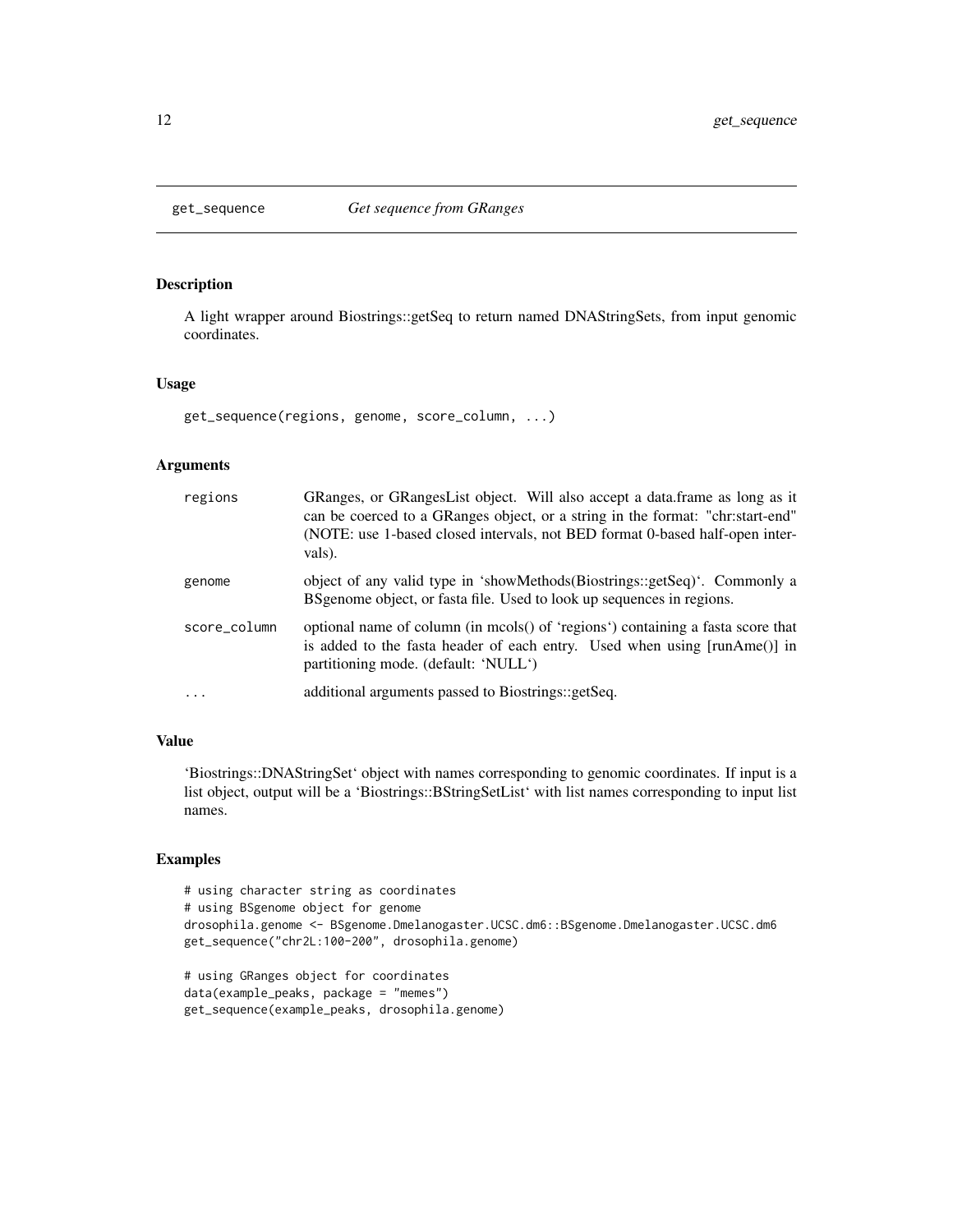## get_sequence — *Get sequence from GRanges*

### Description

A light wrapper around Biostrings::getSeq to return named DNAStringSets, from input genomic coordinates.

### Usage

```
get_sequence(regions, genome, score_column, ...)
```

### Arguments

| | |
|---|---|
| regions | GRanges, or GRangesList object. Will also accept a data.frame as long as it can be coerced to a GRanges object, or a string in the format: "chr:start-end" (NOTE: use 1-based closed intervals, not BED format 0-based half-open intervals). |
| genome | object of any valid type in 'showMethods(Biostrings::getSeq)'. Commonly a BSgenome object, or fasta file. Used to look up sequences in regions. |
| score_column | optional name of column (in mcols() of 'regions') containing a fasta score that is added to the fasta header of each entry. Used when using [runAme()] in partitioning mode. (default: 'NULL') |
| ... | additional arguments passed to Biostrings::getSeq. |

### Value

'Biostrings::DNAStringSet' object with names corresponding to genomic coordinates. If input is a list object, output will be a 'Biostrings::BStringSetList' with list names corresponding to input list names.

### Examples

```
# using character string as coordinates
# using BSgenome object for genome
drosophila.genome <- BSgenome.Dmelanogaster.UCSC.dm6::BSgenome.Dmelanogaster.UCSC.dm6
get_sequence("chr2L:100-200", drosophila.genome)

# using GRanges object for coordinates
data(example_peaks, package = "memes")
get_sequence(example_peaks, drosophila.genome)
```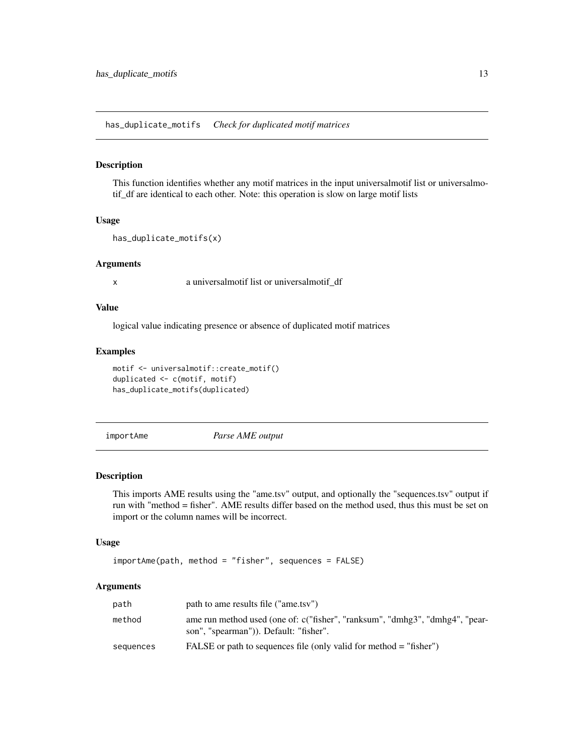## has_duplicate_motifs *Check for duplicated motif matrices*

### Description

This function identifies whether any motif matrices in the input universalmotif list or universalmotif_df are identical to each other. Note: this operation is slow on large motif lists

### Usage

```
has_duplicate_motifs(x)
```

### Arguments

| | |
|---|---|
| x | a universalmotif list or universalmotif_df |

### Value

logical value indicating presence or absence of duplicated motif matrices

### Examples

```
motif <- universalmotif::create_motif()
duplicated <- c(motif, motif)
has_duplicate_motifs(duplicated)
```

## importAme *Parse AME output*

### Description

This imports AME results using the "ame.tsv" output, and optionally the "sequences.tsv" output if run with "method = fisher". AME results differ based on the method used, thus this must be set on import or the column names will be incorrect.

### Usage

```
importAme(path, method = "fisher", sequences = FALSE)
```

### Arguments

| | |
|---|---|
| path | path to ame results file ("ame.tsv") |
| method | ame run method used (one of: c("fisher", "ranksum", "dmhg3", "dmhg4", "pearson", "spearman")). Default: "fisher". |
| sequences | FALSE or path to sequences file (only valid for method = "fisher") |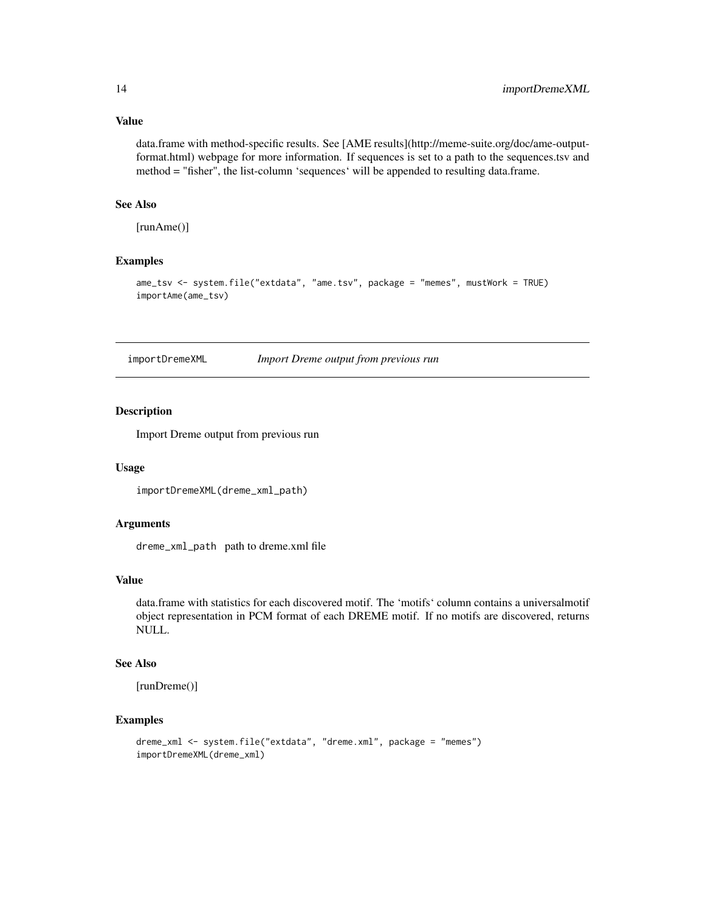### Value

data.frame with method-specific results. See [AME results](http://meme-suite.org/doc/ame-output-format.html) webpage for more information. If sequences is set to a path to the sequences.tsv and method = "fisher", the list-column 'sequences' will be appended to resulting data.frame.

### See Also

[runAme()]

### Examples

```
ame_tsv <- system.file("extdata", "ame.tsv", package = "memes", mustWork = TRUE)
importAme(ame_tsv)
```

---

## importDremeXML    *Import Dreme output from previous run*

---

### Description

Import Dreme output from previous run

### Usage

```
importDremeXML(dreme_xml_path)
```

### Arguments

`dreme_xml_path` path to dreme.xml file

### Value

data.frame with statistics for each discovered motif. The 'motifs' column contains a universalmotif object representation in PCM format of each DREME motif. If no motifs are discovered, returns NULL.

### See Also

[runDreme()]

### Examples

```
dreme_xml <- system.file("extdata", "dreme.xml", package = "memes")
importDremeXML(dreme_xml)
```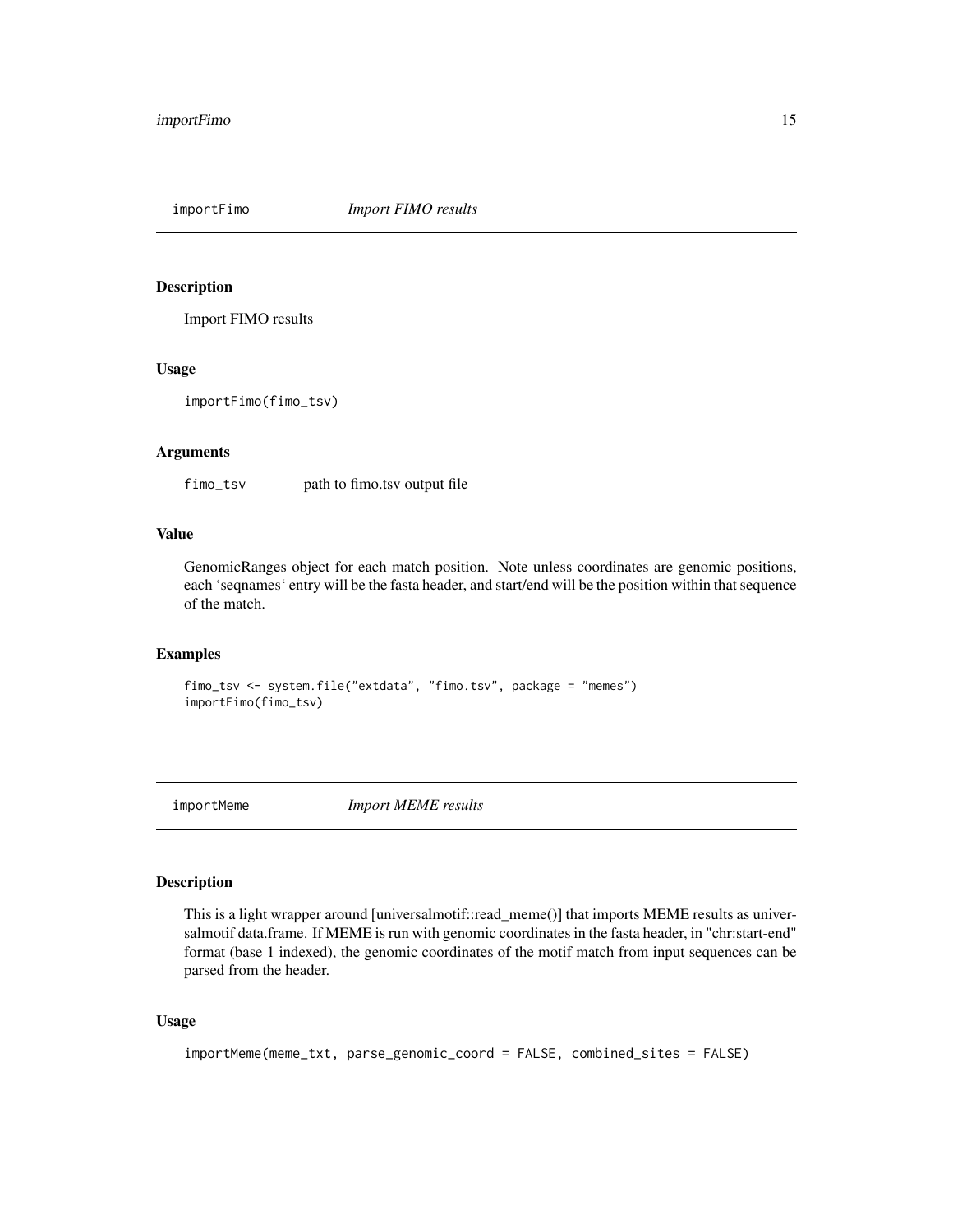## importFimo — *Import FIMO results*

### Description

Import FIMO results

### Usage

```
importFimo(fimo_tsv)
```

### Arguments

| | |
|---|---|
| fimo_tsv | path to fimo.tsv output file |

### Value

GenomicRanges object for each match position. Note unless coordinates are genomic positions, each 'seqnames' entry will be the fasta header, and start/end will be the position within that sequence of the match.

### Examples

```
fimo_tsv <- system.file("extdata", "fimo.tsv", package = "memes")
importFimo(fimo_tsv)
```

## importMeme — *Import MEME results*

### Description

This is a light wrapper around [universalmotif::read_meme()] that imports MEME results as universalmotif data.frame. If MEME is run with genomic coordinates in the fasta header, in "chr:start-end" format (base 1 indexed), the genomic coordinates of the motif match from input sequences can be parsed from the header.

### Usage

```
importMeme(meme_txt, parse_genomic_coord = FALSE, combined_sites = FALSE)
```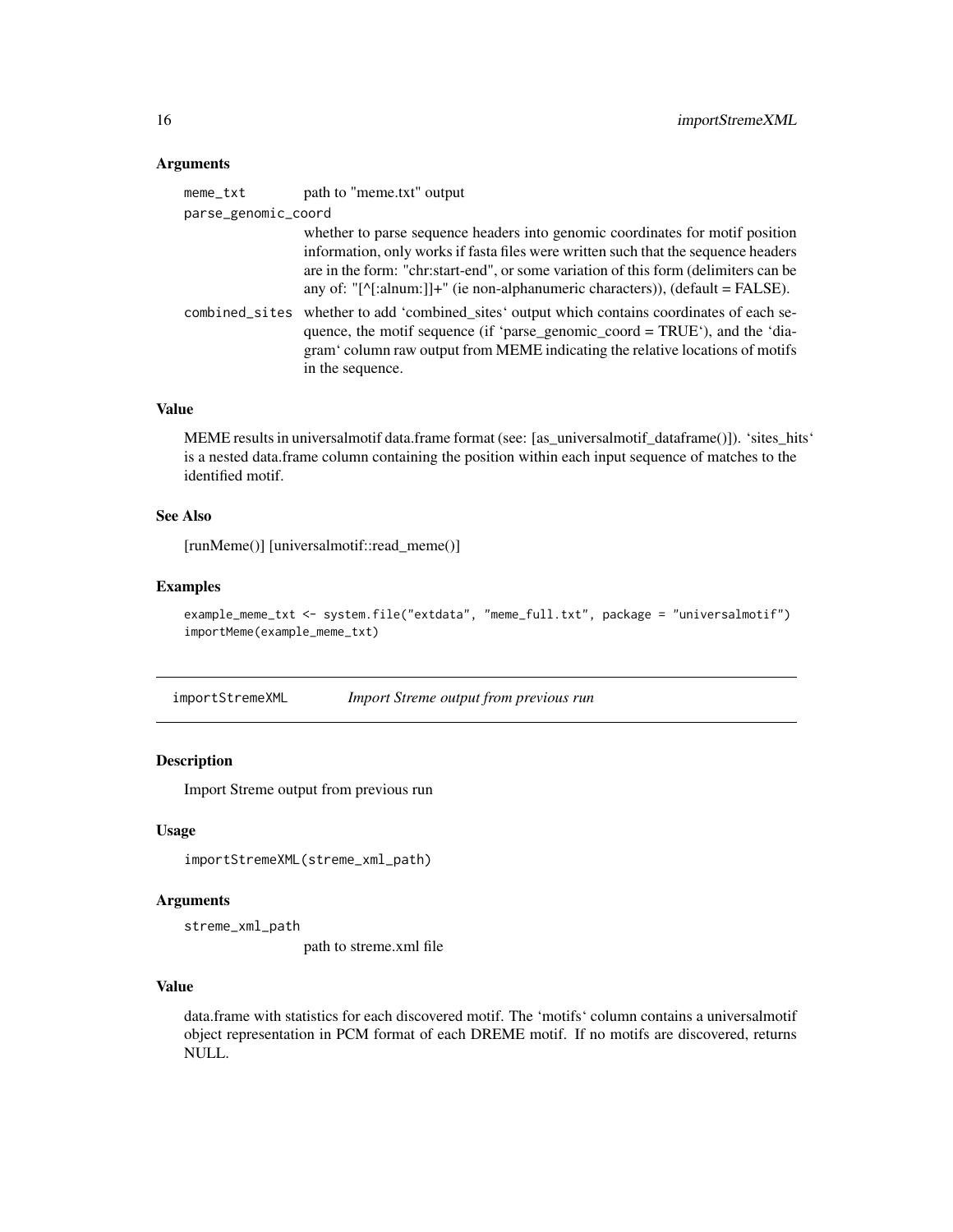### Arguments

- `meme_txt` path to "meme.txt" output
- `parse_genomic_coord` whether to parse sequence headers into genomic coordinates for motif position information, only works if fasta files were written such that the sequence headers are in the form: "chr:start-end", or some variation of this form (delimiters can be any of: "[^[:alnum:]]+" (ie non-alphanumeric characters)), (default = FALSE).
- `combined_sites` whether to add 'combined_sites' output which contains coordinates of each sequence, the motif sequence (if 'parse_genomic_coord = TRUE'), and the 'diagram' column raw output from MEME indicating the relative locations of motifs in the sequence.

### Value

MEME results in universalmotif data.frame format (see: [as_universalmotif_dataframe()]). 'sites_hits' is a nested data.frame column containing the position within each input sequence of matches to the identified motif.

### See Also

[runMeme()] [universalmotif::read_meme()]

### Examples

```
example_meme_txt <- system.file("extdata", "meme_full.txt", package = "universalmotif")
importMeme(example_meme_txt)
```

---

## importStremeXML — *Import Streme output from previous run*

### Description

Import Streme output from previous run

### Usage

```
importStremeXML(streme_xml_path)
```

### Arguments

- `streme_xml_path` path to streme.xml file

### Value

data.frame with statistics for each discovered motif. The 'motifs' column contains a universalmotif object representation in PCM format of each DREME motif. If no motifs are discovered, returns NULL.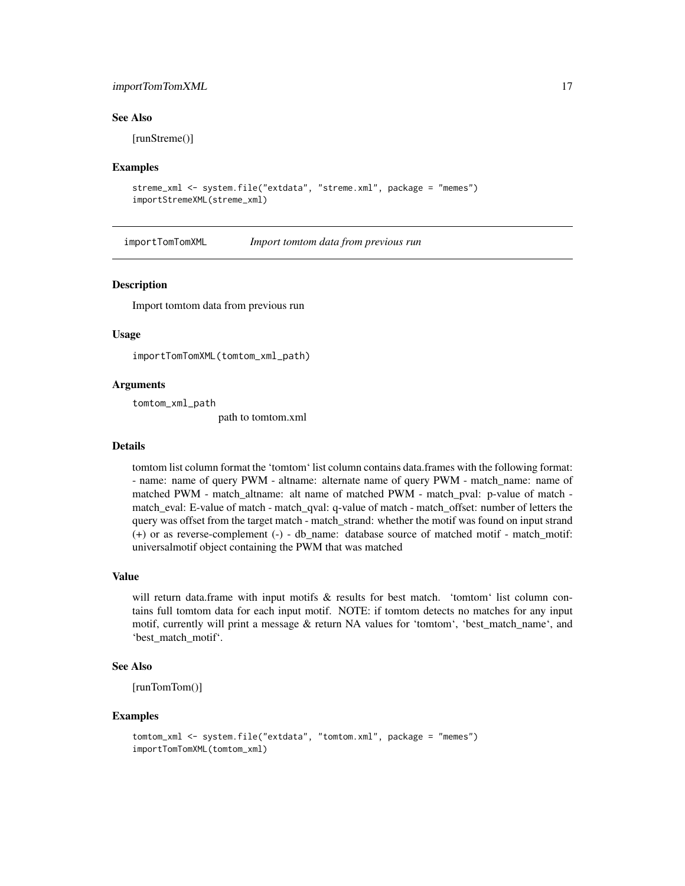### See Also

[runStreme()]

### Examples

```
streme_xml <- system.file("extdata", "streme.xml", package = "memes")
importStremeXML(streme_xml)
```

---

## importTomTomXML *Import tomtom data from previous run*

### Description

Import tomtom data from previous run

### Usage

```
importTomTomXML(tomtom_xml_path)
```

### Arguments

`tomtom_xml_path`
path to tomtom.xml

### Details

tomtom list column format the ‘tomtom‘ list column contains data.frames with the following format: - name: name of query PWM - altname: alternate name of query PWM - match_name: name of matched PWM - match_altname: alt name of matched PWM - match_pval: p-value of match - match_eval: E-value of match - match_qval: q-value of match - match_offset: number of letters the query was offset from the target match - match_strand: whether the motif was found on input strand (+) or as reverse-complement (-) - db_name: database source of matched motif - match_motif: universalmotif object containing the PWM that was matched

### Value

will return data.frame with input motifs & results for best match. ‘tomtom‘ list column contains full tomtom data for each input motif. NOTE: if tomtom detects no matches for any input motif, currently will print a message & return NA values for ‘tomtom‘, ‘best_match_name‘, and ‘best_match_motif‘.

### See Also

[runTomTom()]

### Examples

```
tomtom_xml <- system.file("extdata", "tomtom.xml", package = "memes")
importTomTomXML(tomtom_xml)
```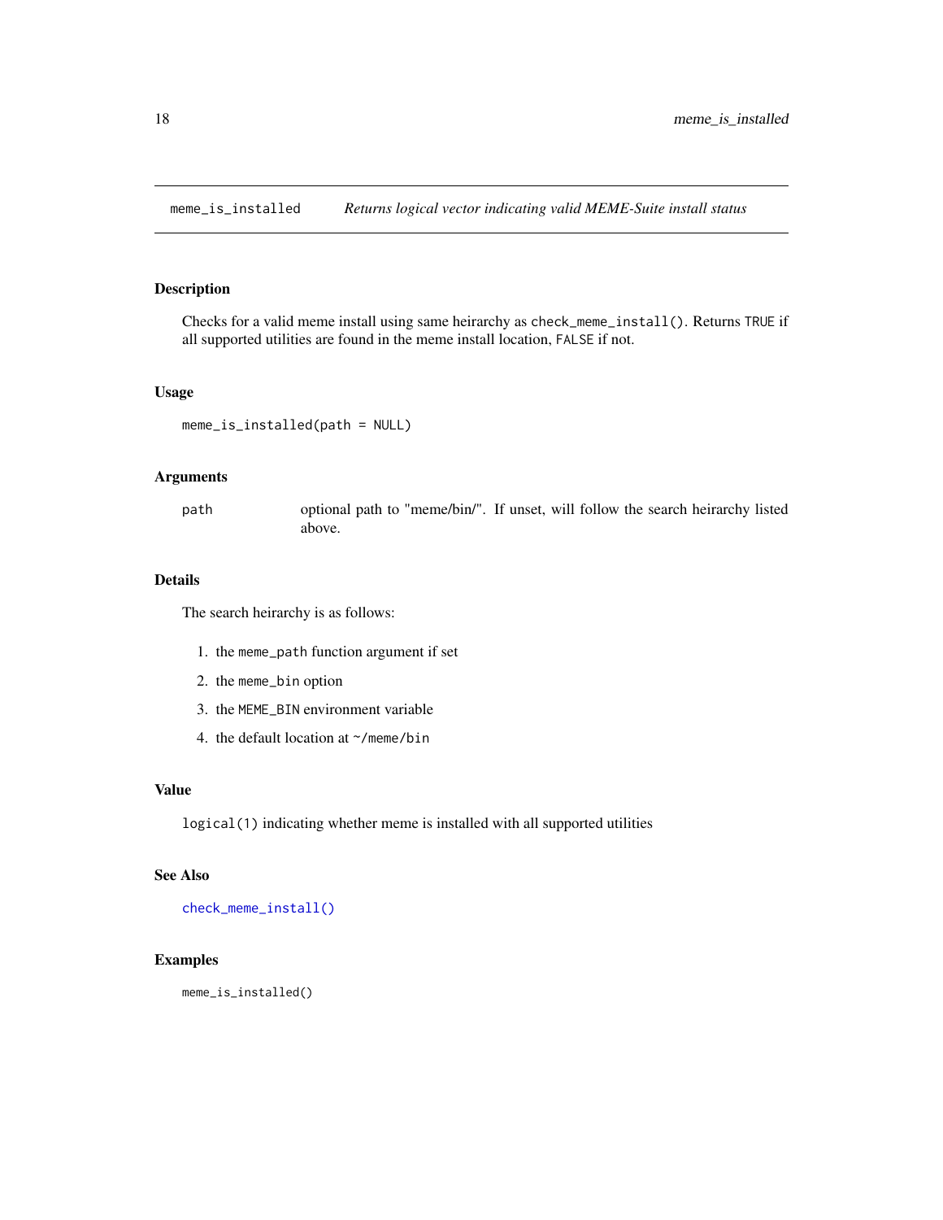# meme_is_installed — *Returns logical vector indicating valid MEME-Suite install status*

## Description

Checks for a valid meme install using same heirarchy as `check_meme_install()`. Returns `TRUE` if all supported utilities are found in the meme install location, `FALSE` if not.

## Usage

```
meme_is_installed(path = NULL)
```

## Arguments

| | |
|---|---|
| `path` | optional path to "meme/bin/". If unset, will follow the search heirarchy listed above. |

## Details

The search heirarchy is as follows:

1. the `meme_path` function argument if set
2. the `meme_bin` option
3. the `MEME_BIN` environment variable
4. the default location at `~/meme/bin`

## Value

`logical(1)` indicating whether meme is installed with all supported utilities

## See Also

`check_meme_install()`

## Examples

```
meme_is_installed()
```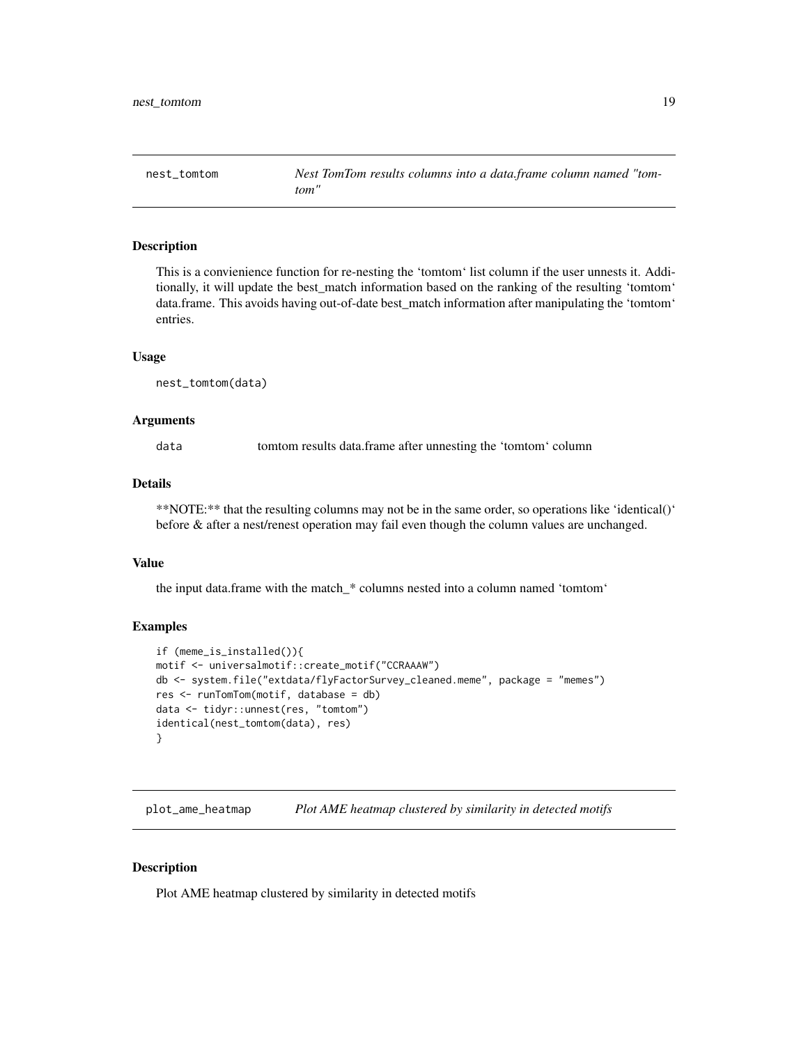## nest_tomtom    *Nest TomTom results columns into a data.frame column named "tomtom"*

### Description

This is a convienience function for re-nesting the 'tomtom' list column if the user unnests it. Additionally, it will update the best_match information based on the ranking of the resulting 'tomtom' data.frame. This avoids having out-of-date best_match information after manipulating the 'tomtom' entries.

### Usage

```
nest_tomtom(data)
```

### Arguments

| | |
|---|---|
| data | tomtom results data.frame after unnesting the 'tomtom' column |

### Details

**NOTE:** that the resulting columns may not be in the same order, so operations like 'identical()' before & after a nest/renest operation may fail even though the column values are unchanged.

### Value

the input data.frame with the match_* columns nested into a column named 'tomtom'

### Examples

```
if (meme_is_installed()){
motif <- universalmotif::create_motif("CCRAAAW")
db <- system.file("extdata/flyFactorSurvey_cleaned.meme", package = "memes")
res <- runTomTom(motif, database = db)
data <- tidyr::unnest(res, "tomtom")
identical(nest_tomtom(data), res)
}
```

## plot_ame_heatmap    *Plot AME heatmap clustered by similarity in detected motifs*

### Description

Plot AME heatmap clustered by similarity in detected motifs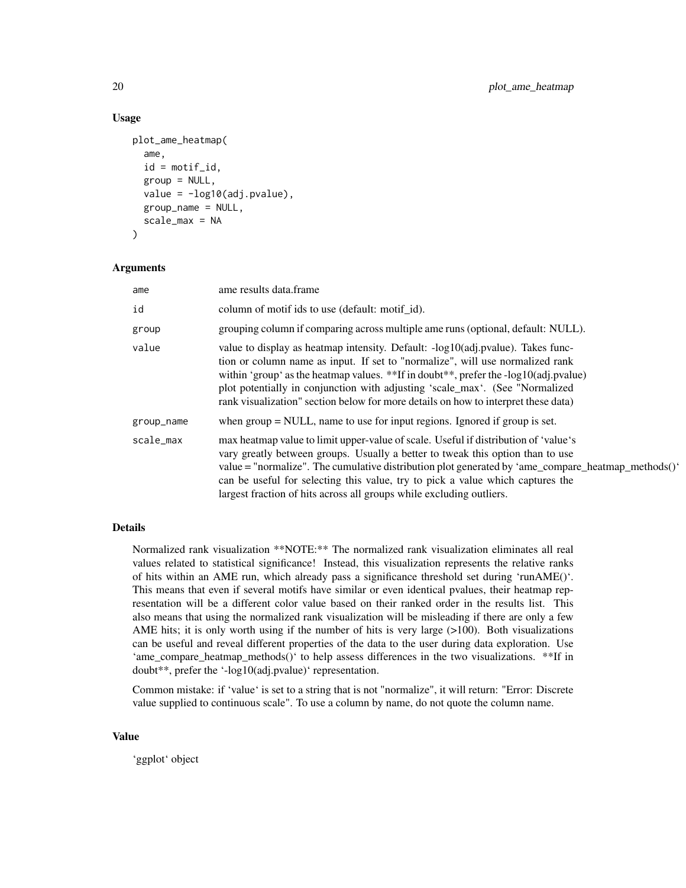### Usage

```
plot_ame_heatmap(
  ame,
  id = motif_id,
  group = NULL,
  value = -log10(adj.pvalue),
  group_name = NULL,
  scale_max = NA
)
```

### Arguments

| | |
|---|---|
| ame | ame results data.frame |
| id | column of motif ids to use (default: motif_id). |
| group | grouping column if comparing across multiple ame runs (optional, default: NULL). |
| value | value to display as heatmap intensity. Default: -log10(adj.pvalue). Takes function or column name as input. If set to "normalize", will use normalized rank within 'group' as the heatmap values. **If in doubt**, prefer the -log10(adj.pvalue) plot potentially in conjunction with adjusting 'scale_max'. (See "Normalized rank visualization" section below for more details on how to interpret these data) |
| group_name | when group = NULL, name to use for input regions. Ignored if group is set. |
| scale_max | max heatmap value to limit upper-value of scale. Useful if distribution of 'value's vary greatly between groups. Usually a better to tweak this option than to use value = "normalize". The cumulative distribution plot generated by 'ame_compare_heatmap_methods()' can be useful for selecting this value, try to pick a value which captures the largest fraction of hits across all groups while excluding outliers. |

### Details

Normalized rank visualization **NOTE:** The normalized rank visualization eliminates all real values related to statistical significance! Instead, this visualization represents the relative ranks of hits within an AME run, which already pass a significance threshold set during 'runAME()'. This means that even if several motifs have similar or even identical pvalues, their heatmap representation will be a different color value based on their ranked order in the results list. This also means that using the normalized rank visualization will be misleading if there are only a few AME hits; it is only worth using if the number of hits is very large (>100). Both visualizations can be useful and reveal different properties of the data to the user during data exploration. Use 'ame_compare_heatmap_methods()' to help assess differences in the two visualizations. **If in doubt**, prefer the '-log10(adj.pvalue)' representation.

Common mistake: if 'value' is set to a string that is not "normalize", it will return: "Error: Discrete value supplied to continuous scale". To use a column by name, do not quote the column name.

### Value

'ggplot' object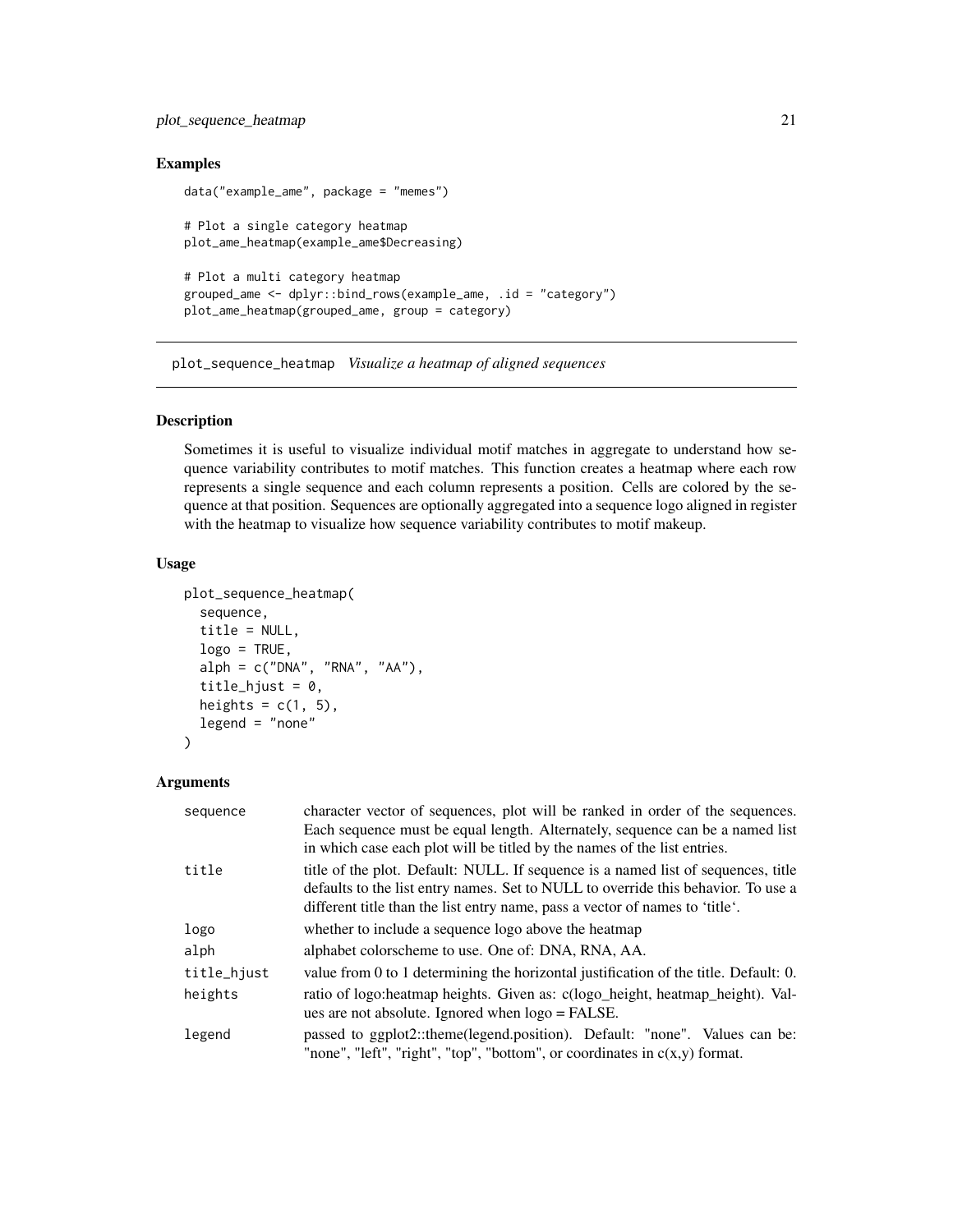## Examples

```
data("example_ame", package = "memes")

# Plot a single category heatmap
plot_ame_heatmap(example_ame$Decreasing)

# Plot a multi category heatmap
grouped_ame <- dplyr::bind_rows(example_ame, .id = "category")
plot_ame_heatmap(grouped_ame, group = category)
```

---

# plot_sequence_heatmap *Visualize a heatmap of aligned sequences*

## Description

Sometimes it is useful to visualize individual motif matches in aggregate to understand how sequence variability contributes to motif matches. This function creates a heatmap where each row represents a single sequence and each column represents a position. Cells are colored by the sequence at that position. Sequences are optionally aggregated into a sequence logo aligned in register with the heatmap to visualize how sequence variability contributes to motif makeup.

## Usage

```
plot_sequence_heatmap(
  sequence,
  title = NULL,
  logo = TRUE,
  alph = c("DNA", "RNA", "AA"),
  title_hjust = 0,
  heights = c(1, 5),
  legend = "none"
)
```

## Arguments

| | |
|---|---|
| sequence | character vector of sequences, plot will be ranked in order of the sequences. Each sequence must be equal length. Alternately, sequence can be a named list in which case each plot will be titled by the names of the list entries. |
| title | title of the plot. Default: NULL. If sequence is a named list of sequences, title defaults to the list entry names. Set to NULL to override this behavior. To use a different title than the list entry name, pass a vector of names to 'title'. |
| logo | whether to include a sequence logo above the heatmap |
| alph | alphabet colorscheme to use. One of: DNA, RNA, AA. |
| title_hjust | value from 0 to 1 determining the horizontal justification of the title. Default: 0. |
| heights | ratio of logo:heatmap heights. Given as: c(logo_height, heatmap_height). Values are not absolute. Ignored when logo = FALSE. |
| legend | passed to ggplot2::theme(legend.position). Default: "none". Values can be: "none", "left", "right", "top", "bottom", or coordinates in c(x,y) format. |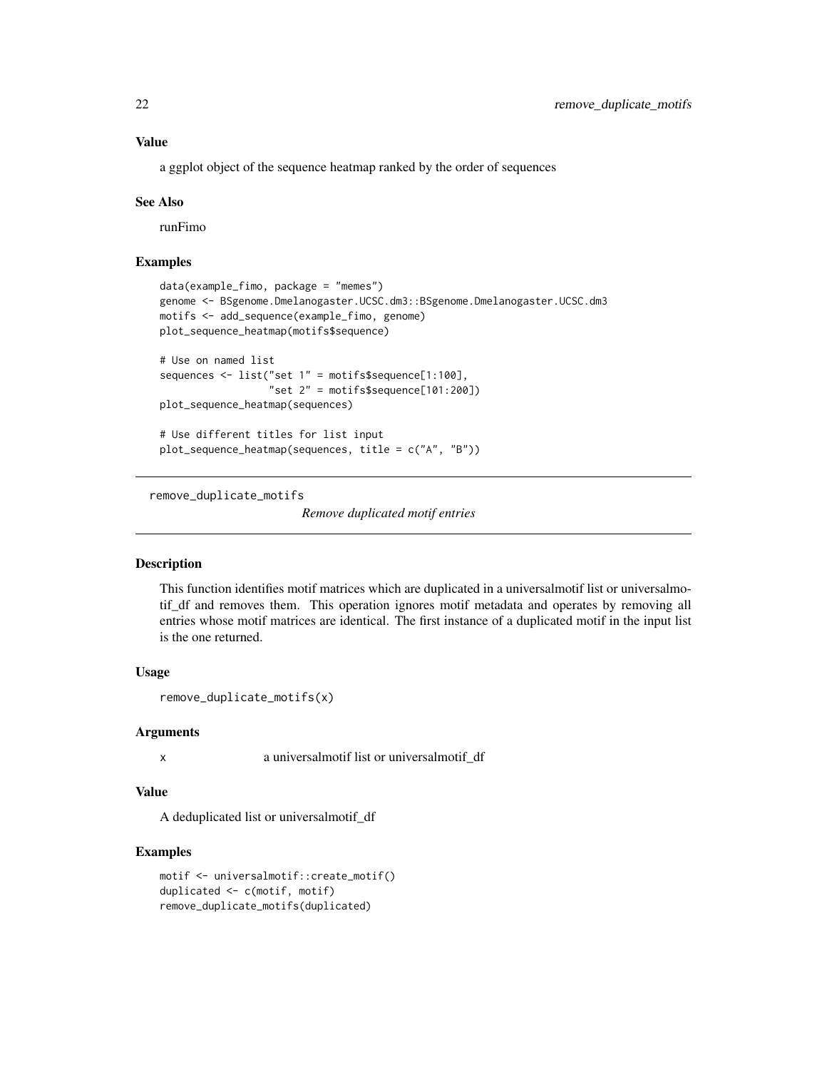### Value

a ggplot object of the sequence heatmap ranked by the order of sequences

### See Also

runFimo

### Examples

```
data(example_fimo, package = "memes")
genome <- BSgenome.Dmelanogaster.UCSC.dm3::BSgenome.Dmelanogaster.UCSC.dm3
motifs <- add_sequence(example_fimo, genome)
plot_sequence_heatmap(motifs$sequence)

# Use on named list
sequences <- list("set 1" = motifs$sequence[1:100],
                  "set 2" = motifs$sequence[101:200])
plot_sequence_heatmap(sequences)

# Use different titles for list input
plot_sequence_heatmap(sequences, title = c("A", "B"))
```

---

## remove_duplicate_motifs

*Remove duplicated motif entries*

---

### Description

This function identifies motif matrices which are duplicated in a universalmotif list or universalmotif_df and removes them. This operation ignores motif metadata and operates by removing all entries whose motif matrices are identical. The first instance of a duplicated motif in the input list is the one returned.

### Usage

```
remove_duplicate_motifs(x)
```

### Arguments

| | |
|---|---|
| x | a universalmotif list or universalmotif_df |

### Value

A deduplicated list or universalmotif_df

### Examples

```
motif <- universalmotif::create_motif()
duplicated <- c(motif, motif)
remove_duplicate_motifs(duplicated)
```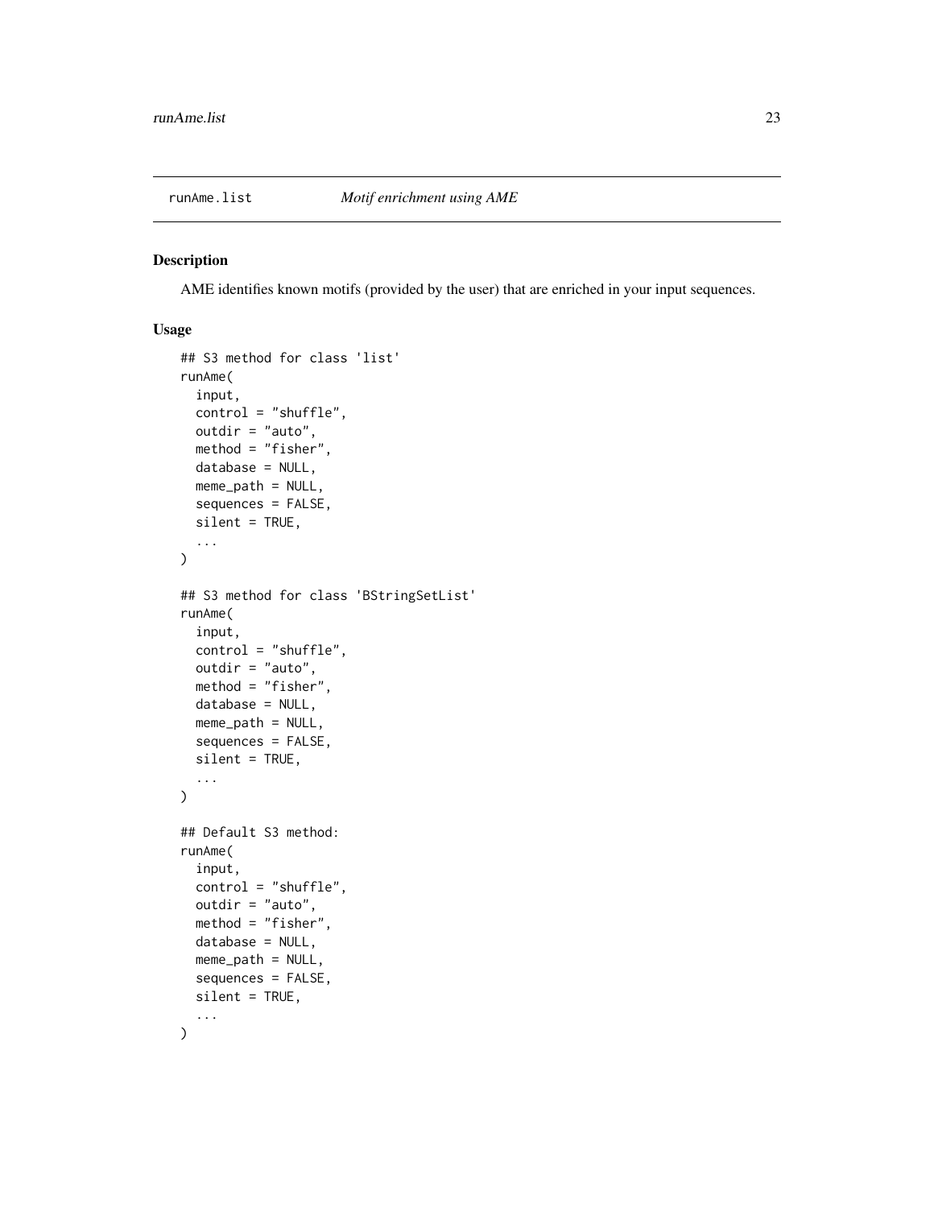runAme.list *Motif enrichment using AME*

## Description

AME identifies known motifs (provided by the user) that are enriched in your input sequences.

## Usage

```
## S3 method for class 'list'
runAme(
  input,
  control = "shuffle",
  outdir = "auto",
  method = "fisher",
  database = NULL,
  meme_path = NULL,
  sequences = FALSE,
  silent = TRUE,
  ...
)

## S3 method for class 'BStringSetList'
runAme(
  input,
  control = "shuffle",
  outdir = "auto",
  method = "fisher",
  database = NULL,
  meme_path = NULL,
  sequences = FALSE,
  silent = TRUE,
  ...
)

## Default S3 method:
runAme(
  input,
  control = "shuffle",
  outdir = "auto",
  method = "fisher",
  database = NULL,
  meme_path = NULL,
  sequences = FALSE,
  silent = TRUE,
  ...
)
```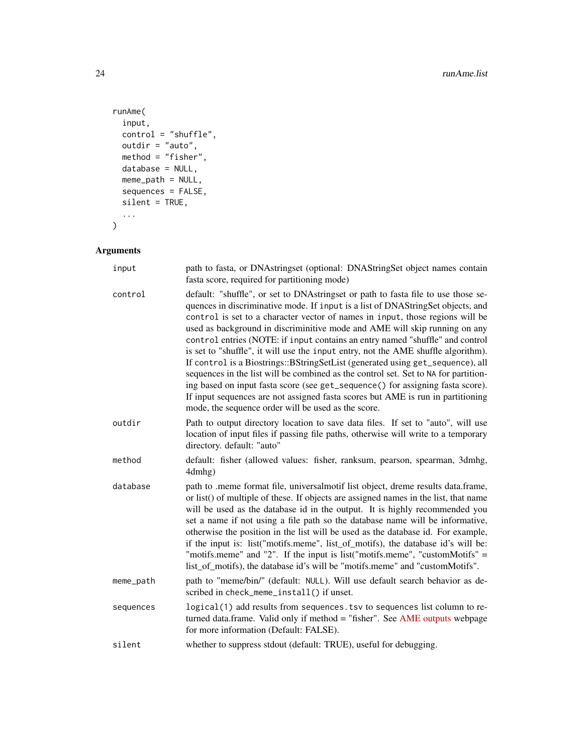```
runAme(
  input,
  control = "shuffle",
  outdir = "auto",
  method = "fisher",
  database = NULL,
  meme_path = NULL,
  sequences = FALSE,
  silent = TRUE,
  ...
)
```

## Arguments

| | |
|---|---|
| `input` | path to fasta, or DNAstringset (optional: DNAStringSet object names contain fasta score, required for partitioning mode) |
| `control` | default: "shuffle", or set to DNAstringset or path to fasta file to use those sequences in discriminative mode. If `input` is a list of DNAStringSet objects, and `control` is set to a character vector of names in `input`, those regions will be used as background in discriminitive mode and AME will skip running on any `control` entries (NOTE: if `input` contains an entry named "shuffle" and control is set to "shuffle", it will use the `input` entry, not the AME shuffle algorithm). If `control` is a Biostrings::BStringSetList (generated using `get_sequence`), all sequences in the list will be combined as the control set. Set to `NA` for partitioning based on input fasta score (see `get_sequence()` for assigning fasta score). If input sequences are not assigned fasta scores but AME is run in partitioning mode, the sequence order will be used as the score. |
| `outdir` | Path to output directory location to save data files. If set to "auto", will use location of input files if passing file paths, otherwise will write to a temporary directory. default: "auto" |
| `method` | default: fisher (allowed values: fisher, ranksum, pearson, spearman, 3dmhg, 4dmhg) |
| `database` | path to .meme format file, universalmotif list object, dreme results data.frame, or list() of multiple of these. If objects are assigned names in the list, that name will be used as the database id in the output. It is highly recommended you set a name if not using a file path so the database name will be informative, otherwise the position in the list will be used as the database id. For example, if the input is: list("motifs.meme", list_of_motifs), the database id's will be: "motifs.meme" and "2". If the input is list("motifs.meme", "customMotifs" = list_of_motifs), the database id's will be "motifs.meme" and "customMotifs". |
| `meme_path` | path to "meme/bin/" (default: `NULL`). Will use default search behavior as described in `check_meme_install()` if unset. |
| `sequences` | `logical(1)` add results from `sequences.tsv` to sequences list column to returned data.frame. Valid only if method = "fisher". See AME outputs webpage for more information (Default: FALSE). |
| `silent` | whether to suppress stdout (default: TRUE), useful for debugging. |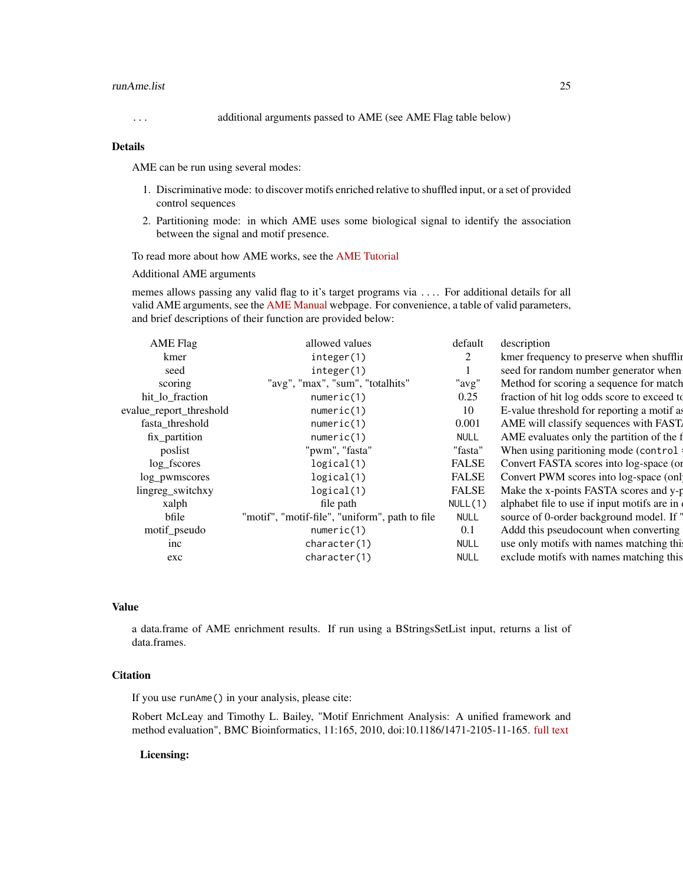| | |
|---|---|
| ... | additional arguments passed to AME (see AME Flag table below) |

## Details

AME can be run using several modes:

1. Discriminative mode: to discover motifs enriched relative to shuffled input, or a set of provided control sequences
2. Partitioning mode: in which AME uses some biological signal to identify the association between the signal and motif presence.

To read more about how AME works, see the AME Tutorial

Additional AME arguments

memes allows passing any valid flag to it's target programs via .... For additional details for all valid AME arguments, see the AME Manual webpage. For convenience, a table of valid parameters, and brief descriptions of their function are provided below:

| AME Flag | allowed values | default | description |
|---|---|---|---|
| kmer | `integer(1)` | 2 | kmer frequency to preserve when shufflin |
| seed | `integer(1)` | 1 | seed for random number generator when |
| scoring | "avg", "max", "sum", "totalhits" | "avg" | Method for scoring a sequence for match |
| hit_lo_fraction | `numeric(1)` | 0.25 | fraction of hit log odds score to exceed to |
| evalue_report_threshold | `numeric(1)` | 10 | E-value threshold for reporting a motif as |
| fasta_threshold | `numeric(1)` | 0.001 | AME will classify sequences with FASTA |
| fix_partition | `numeric(1)` | `NULL` | AME evaluates only the partition of the f |
| poslist | "pwm", "fasta" | "fasta" | When using paritioning mode (`control =` |
| log_fscores | `logical(1)` | FALSE | Convert FASTA scores into log-space (on |
| log_pwmscores | `logical(1)` | FALSE | Convert PWM scores into log-space (only |
| lingreg_switchxy | `logical(1)` | FALSE | Make the x-points FASTA scores and y-p |
| xalph | file path | `NULL(1)` | alphabet file to use if input motifs are in d |
| bfile | "motif", "motif-file", "uniform", path to file | `NULL` | source of 0-order background model. If " |
| motif_pseudo | `numeric(1)` | 0.1 | Addd this pseudocount when converting |
| inc | `character(1)` | `NULL` | use only motifs with names matching this |
| exc | `character(1)` | `NULL` | exclude motifs with names matching this |

## Value

a data.frame of AME enrichment results. If run using a BStringsSetList input, returns a list of data.frames.

## Citation

If you use `runAme()` in your analysis, please cite:

Robert McLeay and Timothy L. Bailey, "Motif Enrichment Analysis: A unified framework and method evaluation", BMC Bioinformatics, 11:165, 2010, doi:10.1186/1471-2105-11-165. full text

**Licensing:**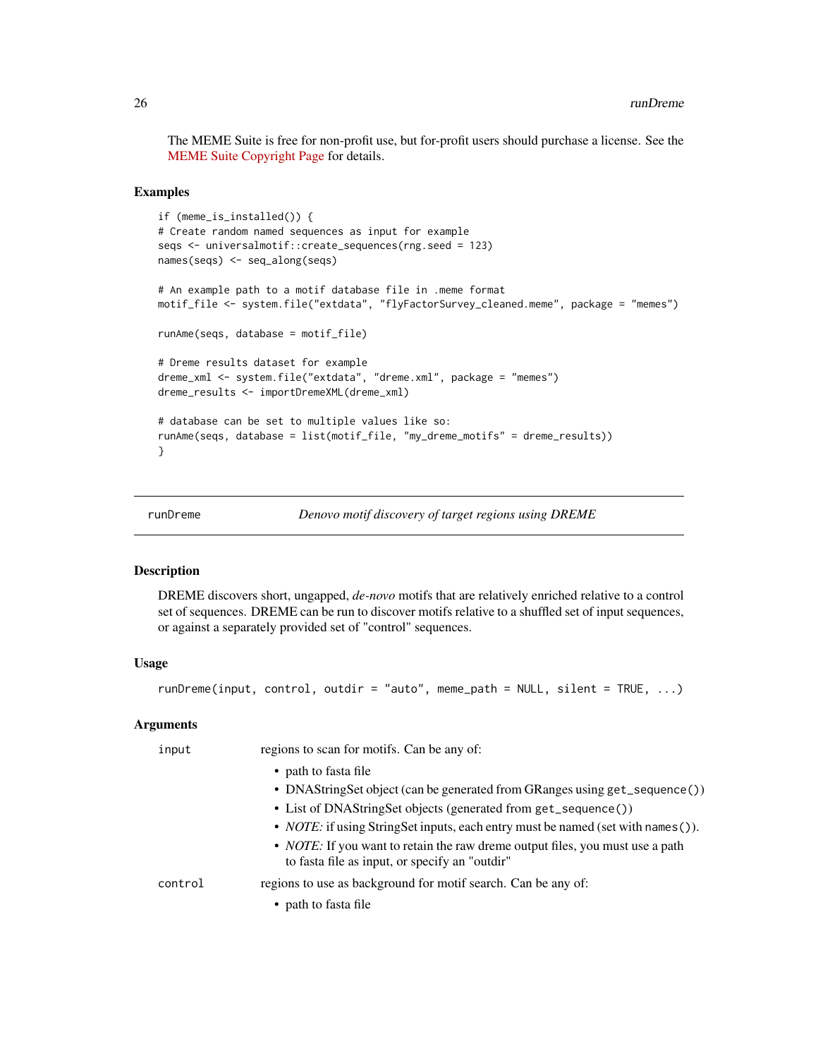The MEME Suite is free for non-profit use, but for-profit users should purchase a license. See the MEME Suite Copyright Page for details.

### Examples

```
if (meme_is_installed()) {
# Create random named sequences as input for example
seqs <- universalmotif::create_sequences(rng.seed = 123)
names(seqs) <- seq_along(seqs)

# An example path to a motif database file in .meme format
motif_file <- system.file("extdata", "flyFactorSurvey_cleaned.meme", package = "memes")

runAme(seqs, database = motif_file)

# Dreme results dataset for example
dreme_xml <- system.file("extdata", "dreme.xml", package = "memes")
dreme_results <- importDremeXML(dreme_xml)

# database can be set to multiple values like so:
runAme(seqs, database = list(motif_file, "my_dreme_motifs" = dreme_results))
}
```

---

## runDreme — *Denovo motif discovery of target regions using DREME*

### Description

DREME discovers short, ungapped, *de-novo* motifs that are relatively enriched relative to a control set of sequences. DREME can be run to discover motifs relative to a shuffled set of input sequences, or against a separately provided set of "control" sequences.

### Usage

```
runDreme(input, control, outdir = "auto", meme_path = NULL, silent = TRUE, ...)
```

### Arguments

`input` regions to scan for motifs. Can be any of:

- path to fasta file
- DNAStringSet object (can be generated from GRanges using `get_sequence()`)
- List of DNAStringSet objects (generated from `get_sequence()`)
- *NOTE:* if using StringSet inputs, each entry must be named (set with `names()`).
- *NOTE:* If you want to retain the raw dreme output files, you must use a path to fasta file as input, or specify an "outdir"

`control` regions to use as background for motif search. Can be any of:

- path to fasta file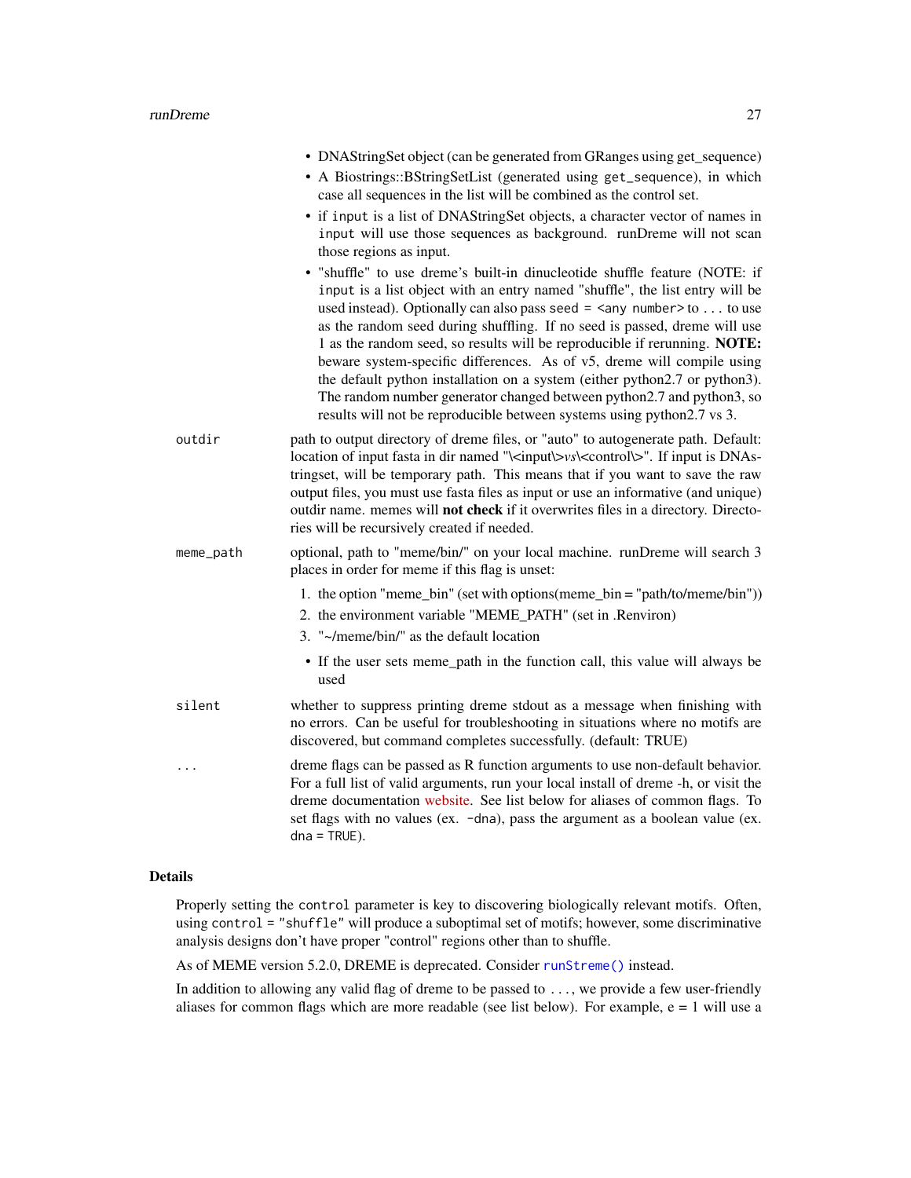- DNAStringSet object (can be generated from GRanges using get_sequence)
- A Biostrings::BStringSetList (generated using `get_sequence`), in which case all sequences in the list will be combined as the control set.
- if `input` is a list of DNAStringSet objects, a character vector of names in `input` will use those sequences as background. runDreme will not scan those regions as input.
- "shuffle" to use dreme's built-in dinucleotide shuffle feature (NOTE: if `input` is a list object with an entry named "shuffle", the list entry will be used instead). Optionally can also pass `seed = <any number>` to `...` to use as the random seed during shuffling. If no seed is passed, dreme will use 1 as the random seed, so results will be reproducible if rerunning. **NOTE:** beware system-specific differences. As of v5, dreme will compile using the default python installation on a system (either python2.7 or python3). The random number generator changed between python2.7 and python3, so results will not be reproducible between systems using python2.7 vs 3.

`outdir` path to output directory of dreme files, or "auto" to autogenerate path. Default: location of input fasta in dir named "\<input\>*vs*\<control\>". If input is DNAstringset, will be temporary path. This means that if you want to save the raw output files, you must use fasta files as input or use an informative (and unique) outdir name. memes will **not check** if it overwrites files in a directory. Directories will be recursively created if needed.

`meme_path` optional, path to "meme/bin/" on your local machine. runDreme will search 3 places in order for meme if this flag is unset:

1. the option "meme_bin" (set with options(meme_bin = "path/to/meme/bin"))
2. the environment variable "MEME_PATH" (set in .Renviron)
3. "~/meme/bin/" as the default location

- If the user sets meme_path in the function call, this value will always be used

`silent` whether to suppress printing dreme stdout as a message when finishing with no errors. Can be useful for troubleshooting in situations where no motifs are discovered, but command completes successfully. (default: TRUE)

`...` dreme flags can be passed as R function arguments to use non-default behavior. For a full list of valid arguments, run your local install of dreme -h, or visit the dreme documentation website. See list below for aliases of common flags. To set flags with no values (ex. `-dna`), pass the argument as a boolean value (ex. `dna = TRUE`).

## Details

Properly setting the `control` parameter is key to discovering biologically relevant motifs. Often, using `control = "shuffle"` will produce a suboptimal set of motifs; however, some discriminative analysis designs don't have proper "control" regions other than to shuffle.

As of MEME version 5.2.0, DREME is deprecated. Consider `runStreme()` instead.

In addition to allowing any valid flag of dreme to be passed to `...`, we provide a few user-friendly aliases for common flags which are more readable (see list below). For example, e = 1 will use a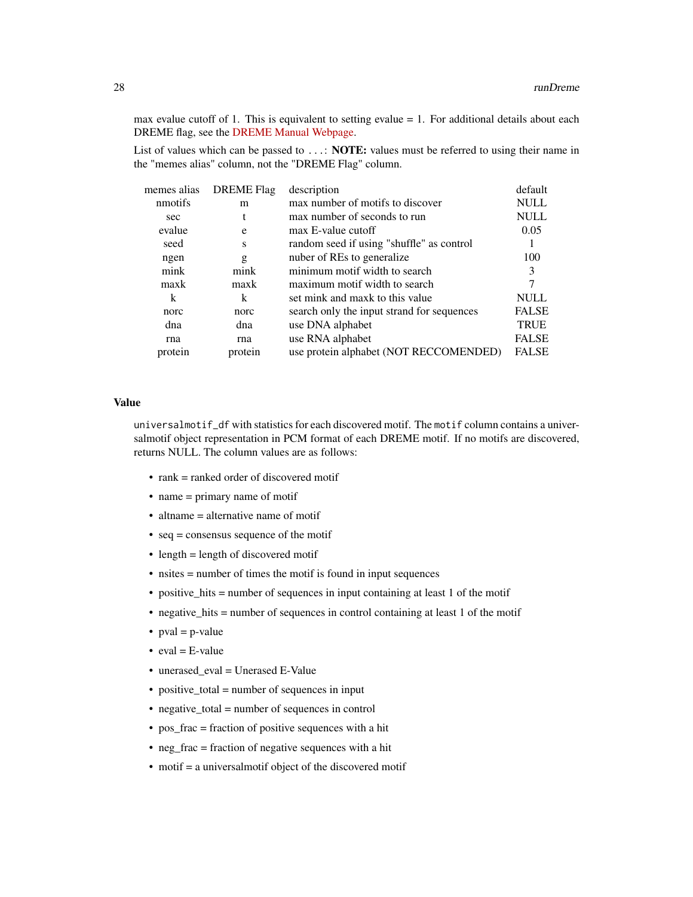max evalue cutoff of 1. This is equivalent to setting evalue = 1. For additional details about each DREME flag, see the DREME Manual Webpage.

List of values which can be passed to `...`: **NOTE:** values must be referred to using their name in the "memes alias" column, not the "DREME Flag" column.

| memes alias | DREME Flag | description | default |
|---|---|---|---|
| nmotifs | m | max number of motifs to discover | NULL |
| sec | t | max number of seconds to run | NULL |
| evalue | e | max E-value cutoff | 0.05 |
| seed | s | random seed if using "shuffle" as control | 1 |
| ngen | g | nuber of REs to generalize | 100 |
| mink | mink | minimum motif width to search | 3 |
| maxk | maxk | maximum motif width to search | 7 |
| k | k | set mink and maxk to this value | NULL |
| norc | norc | search only the input strand for sequences | FALSE |
| dna | dna | use DNA alphabet | TRUE |
| rna | rna | use RNA alphabet | FALSE |
| protein | protein | use protein alphabet (NOT RECCOMENDED) | FALSE |

### Value

`universalmotif_df` with statistics for each discovered motif. The `motif` column contains a universalmotif object representation in PCM format of each DREME motif. If no motifs are discovered, returns NULL. The column values are as follows:

- rank = ranked order of discovered motif
- name = primary name of motif
- altname = alternative name of motif
- seq = consensus sequence of the motif
- length = length of discovered motif
- nsites = number of times the motif is found in input sequences
- positive_hits = number of sequences in input containing at least 1 of the motif
- negative_hits = number of sequences in control containing at least 1 of the motif
- pval = p-value
- eval = E-value
- unerased_eval = Unerased E-Value
- positive_total = number of sequences in input
- negative_total = number of sequences in control
- pos_frac = fraction of positive sequences with a hit
- neg_frac = fraction of negative sequences with a hit
- motif = a universalmotif object of the discovered motif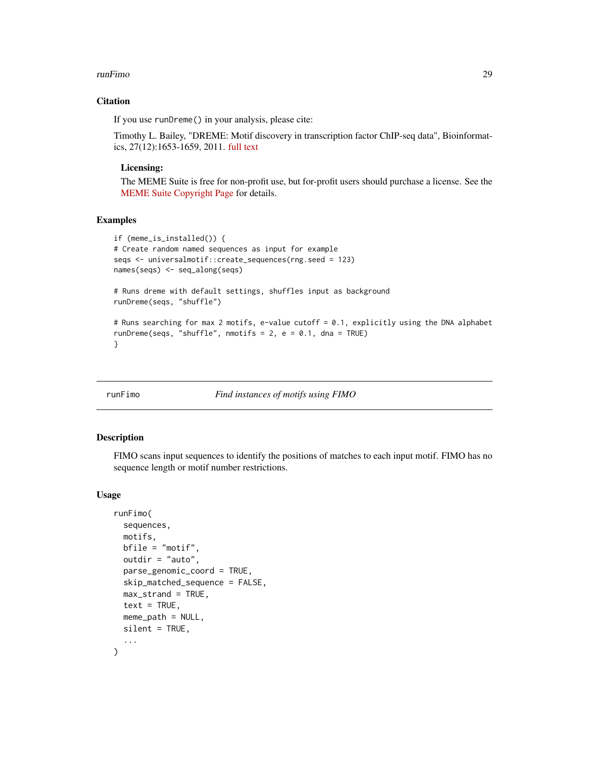### Citation

If you use `runDreme()` in your analysis, please cite:

Timothy L. Bailey, "DREME: Motif discovery in transcription factor ChIP-seq data", Bioinformatics, 27(12):1653-1659, 2011. full text

#### Licensing:

The MEME Suite is free for non-profit use, but for-profit users should purchase a license. See the MEME Suite Copyright Page for details.

### Examples

```
if (meme_is_installed()) {
# Create random named sequences as input for example
seqs <- universalmotif::create_sequences(rng.seed = 123)
names(seqs) <- seq_along(seqs)

# Runs dreme with default settings, shuffles input as background
runDreme(seqs, "shuffle")

# Runs searching for max 2 motifs, e-value cutoff = 0.1, explicitly using the DNA alphabet
runDreme(seqs, "shuffle", nmotifs = 2, e = 0.1, dna = TRUE)
}
```

---

## runFimo — *Find instances of motifs using FIMO*

### Description

FIMO scans input sequences to identify the positions of matches to each input motif. FIMO has no sequence length or motif number restrictions.

### Usage

```
runFimo(
  sequences,
  motifs,
  bfile = "motif",
  outdir = "auto",
  parse_genomic_coord = TRUE,
  skip_matched_sequence = FALSE,
  max_strand = TRUE,
  text = TRUE,
  meme_path = NULL,
  silent = TRUE,
  ...
)
```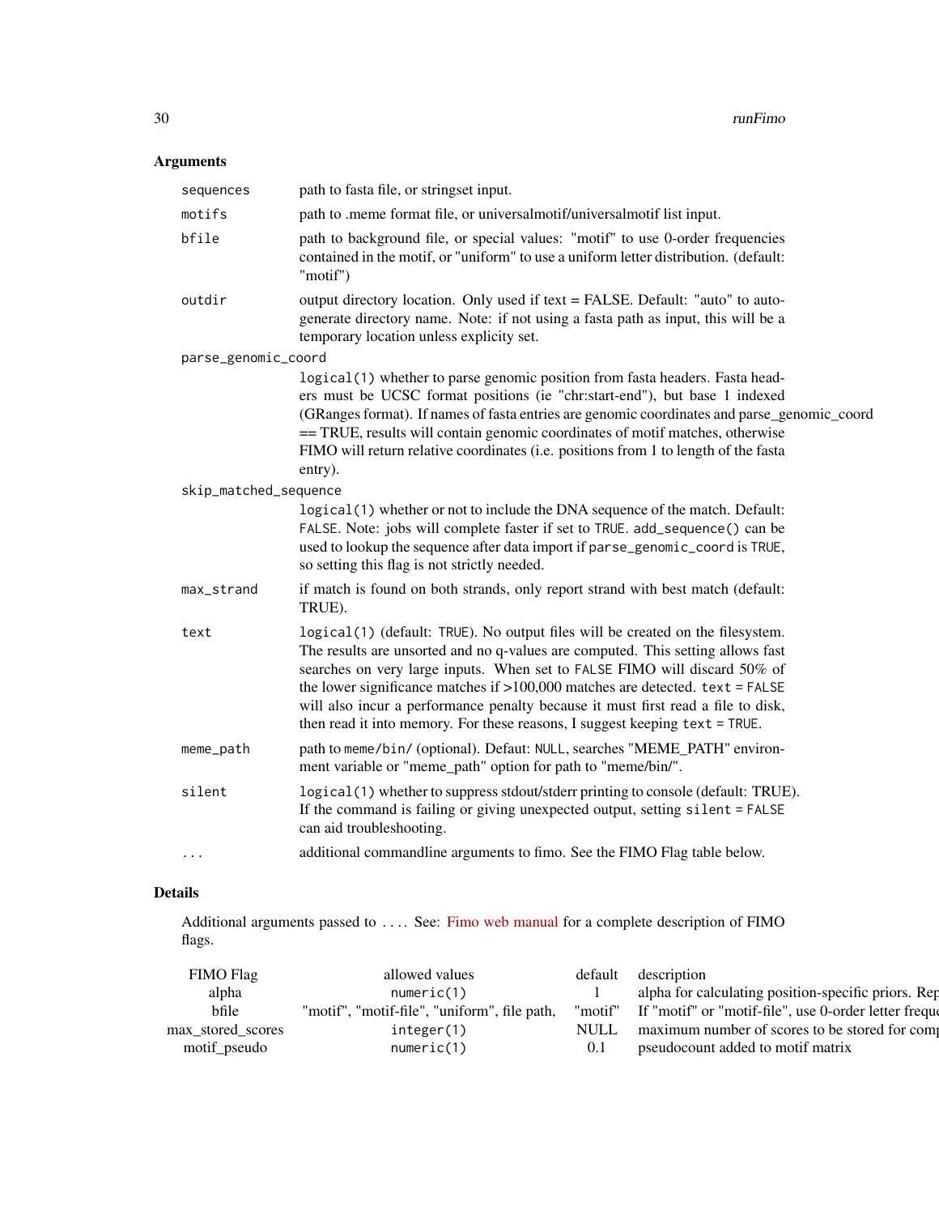## Arguments

| | |
|---|---|
| `sequences` | path to fasta file, or stringset input. |
| `motifs` | path to .meme format file, or universalmotif/universalmotif list input. |
| `bfile` | path to background file, or special values: "motif" to use 0-order frequencies contained in the motif, or "uniform" to use a uniform letter distribution. (default: "motif") |
| `outdir` | output directory location. Only used if text = FALSE. Default: "auto" to autogenerate directory name. Note: if not using a fasta path as input, this will be a temporary location unless explicity set. |
| `parse_genomic_coord` | `logical(1)` whether to parse genomic position from fasta headers. Fasta headers must be UCSC format positions (ie "chr:start-end"), but base 1 indexed (GRanges format). If names of fasta entries are genomic coordinates and parse_genomic_coord == TRUE, results will contain genomic coordinates of motif matches, otherwise FIMO will return relative coordinates (i.e. positions from 1 to length of the fasta entry). |
| `skip_matched_sequence` | `logical(1)` whether or not to include the DNA sequence of the match. Default: `FALSE`. Note: jobs will complete faster if set to `TRUE`. `add_sequence()` can be used to lookup the sequence after data import if `parse_genomic_coord` is `TRUE`, so setting this flag is not strictly needed. |
| `max_strand` | if match is found on both strands, only report strand with best match (default: TRUE). |
| `text` | `logical(1)` (default: `TRUE`). No output files will be created on the filesystem. The results are unsorted and no q-values are computed. This setting allows fast searches on very large inputs. When set to `FALSE` FIMO will discard 50% of the lower significance matches if >100,000 matches are detected. `text = FALSE` will also incur a performance penalty because it must first read a file to disk, then read it into memory. For these reasons, I suggest keeping `text = TRUE`. |
| `meme_path` | path to `meme/bin/` (optional). Defaut: `NULL`, searches "MEME_PATH" environment variable or "meme_path" option for path to "meme/bin/". |
| `silent` | `logical(1)` whether to suppress stdout/stderr printing to console (default: TRUE). If the command is failing or giving unexpected output, setting `silent = FALSE` can aid troubleshooting. |
| `...` | additional commandline arguments to fimo. See the FIMO Flag table below. |

## Details

Additional arguments passed to `...`. See: Fimo web manual for a complete description of FIMO flags.

| FIMO Flag | allowed values | default | description |
|---|---|---|---|
| alpha | `numeric(1)` | 1 | alpha for calculating position-specific priors. Rep |
| bfile | "motif", "motif-file", "uniform", file path, | "motif" | If "motif" or "motif-file", use 0-order letter freque |
| max_stored_scores | `integer(1)` | NULL | maximum number of scores to be stored for comp |
| motif_pseudo | `numeric(1)` | 0.1 | pseudocount added to motif matrix |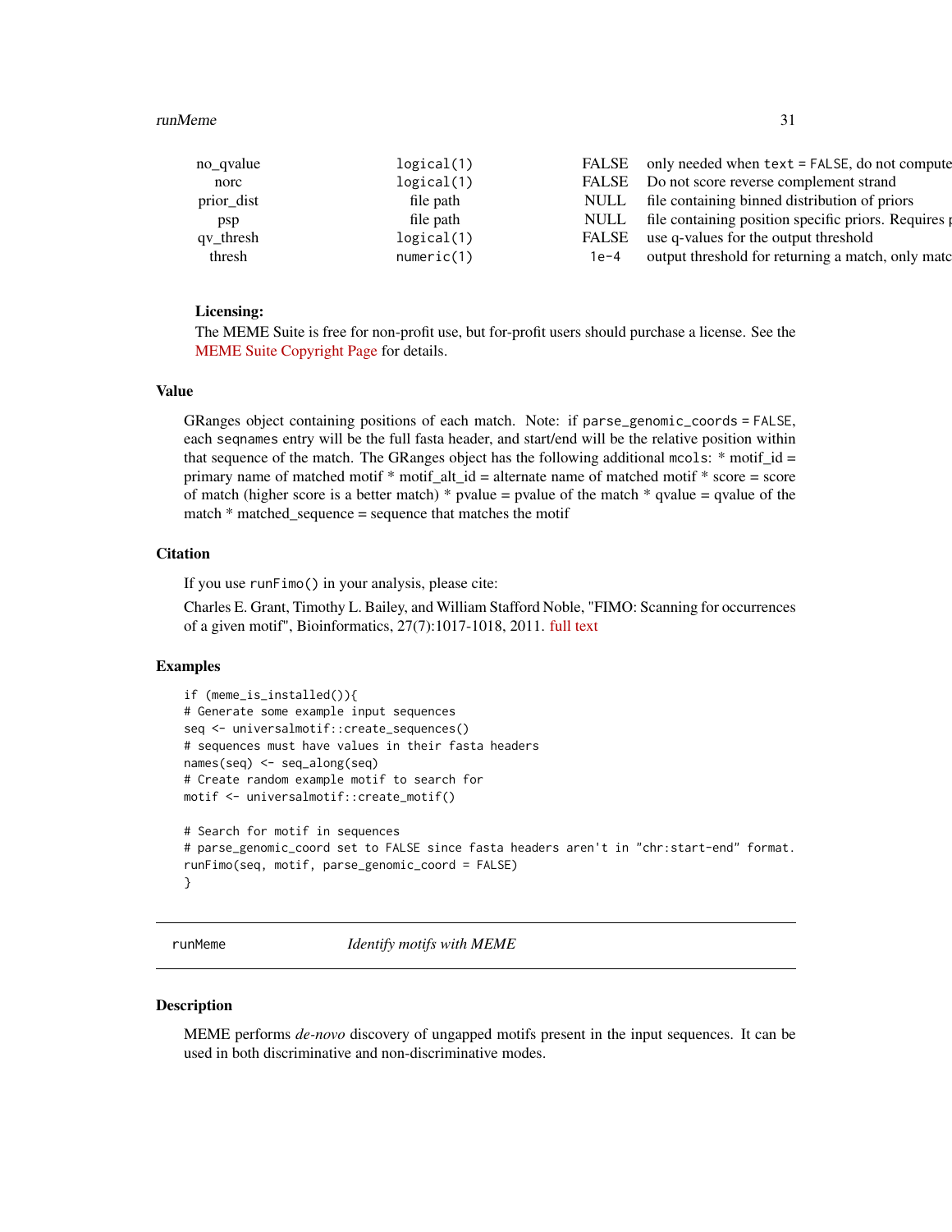| | | | |
|---|---|---|---|
| no_qvalue | `logical(1)` | FALSE | only needed when `text = FALSE`, do not compute |
| norc | `logical(1)` | FALSE | Do not score reverse complement strand |
| prior_dist | file path | NULL | file containing binned distribution of priors |
| psp | file path | NULL | file containing position specific priors. Requires p |
| qv_thresh | `logical(1)` | FALSE | use q-values for the output threshold |
| thresh | `numeric(1)` | 1e-4 | output threshold for returning a match, only matc |

**Licensing:**
The MEME Suite is free for non-profit use, but for-profit users should purchase a license. See the MEME Suite Copyright Page for details.

### Value

GRanges object containing positions of each match. Note: if `parse_genomic_coords = FALSE`, each `seqnames` entry will be the full fasta header, and start/end will be the relative position within that sequence of the match. The GRanges object has the following additional `mcols`: * motif_id = primary name of matched motif * motif_alt_id = alternate name of matched motif * score = score of match (higher score is a better match) * pvalue = pvalue of the match * qvalue = qvalue of the match * matched_sequence = sequence that matches the motif

### Citation

If you use `runFimo()` in your analysis, please cite:

Charles E. Grant, Timothy L. Bailey, and William Stafford Noble, "FIMO: Scanning for occurrences of a given motif", Bioinformatics, 27(7):1017-1018, 2011. full text

### Examples

```
if (meme_is_installed()){
# Generate some example input sequences
seq <- universalmotif::create_sequences()
# sequences must have values in their fasta headers
names(seq) <- seq_along(seq)
# Create random example motif to search for
motif <- universalmotif::create_motif()

# Search for motif in sequences
# parse_genomic_coord set to FALSE since fasta headers aren't in "chr:start-end" format.
runFimo(seq, motif, parse_genomic_coord = FALSE)
}
```

---

## runMeme *Identify motifs with MEME*

---

### Description

MEME performs *de-novo* discovery of ungapped motifs present in the input sequences. It can be used in both discriminative and non-discriminative modes.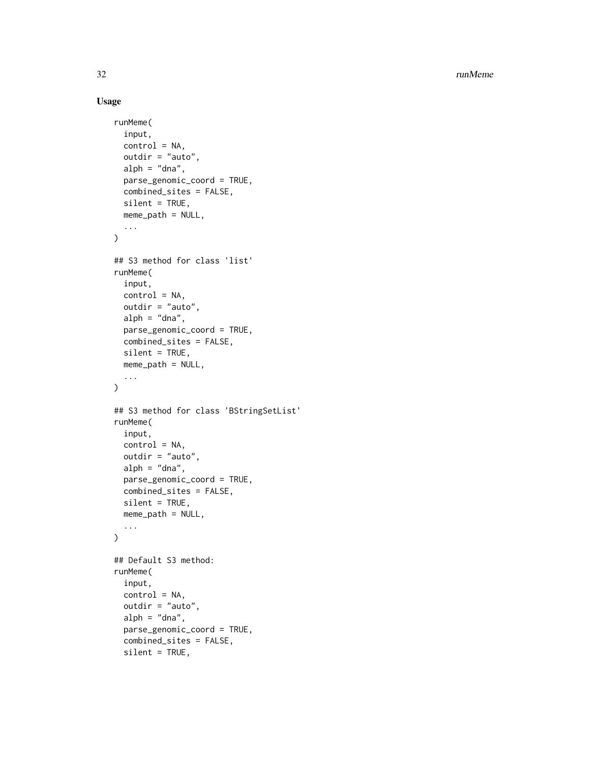## Usage

```
runMeme(
  input,
  control = NA,
  outdir = "auto",
  alph = "dna",
  parse_genomic_coord = TRUE,
  combined_sites = FALSE,
  silent = TRUE,
  meme_path = NULL,
  ...
)

## S3 method for class 'list'
runMeme(
  input,
  control = NA,
  outdir = "auto",
  alph = "dna",
  parse_genomic_coord = TRUE,
  combined_sites = FALSE,
  silent = TRUE,
  meme_path = NULL,
  ...
)

## S3 method for class 'BStringSetList'
runMeme(
  input,
  control = NA,
  outdir = "auto",
  alph = "dna",
  parse_genomic_coord = TRUE,
  combined_sites = FALSE,
  silent = TRUE,
  meme_path = NULL,
  ...
)

## Default S3 method:
runMeme(
  input,
  control = NA,
  outdir = "auto",
  alph = "dna",
  parse_genomic_coord = TRUE,
  combined_sites = FALSE,
  silent = TRUE,
```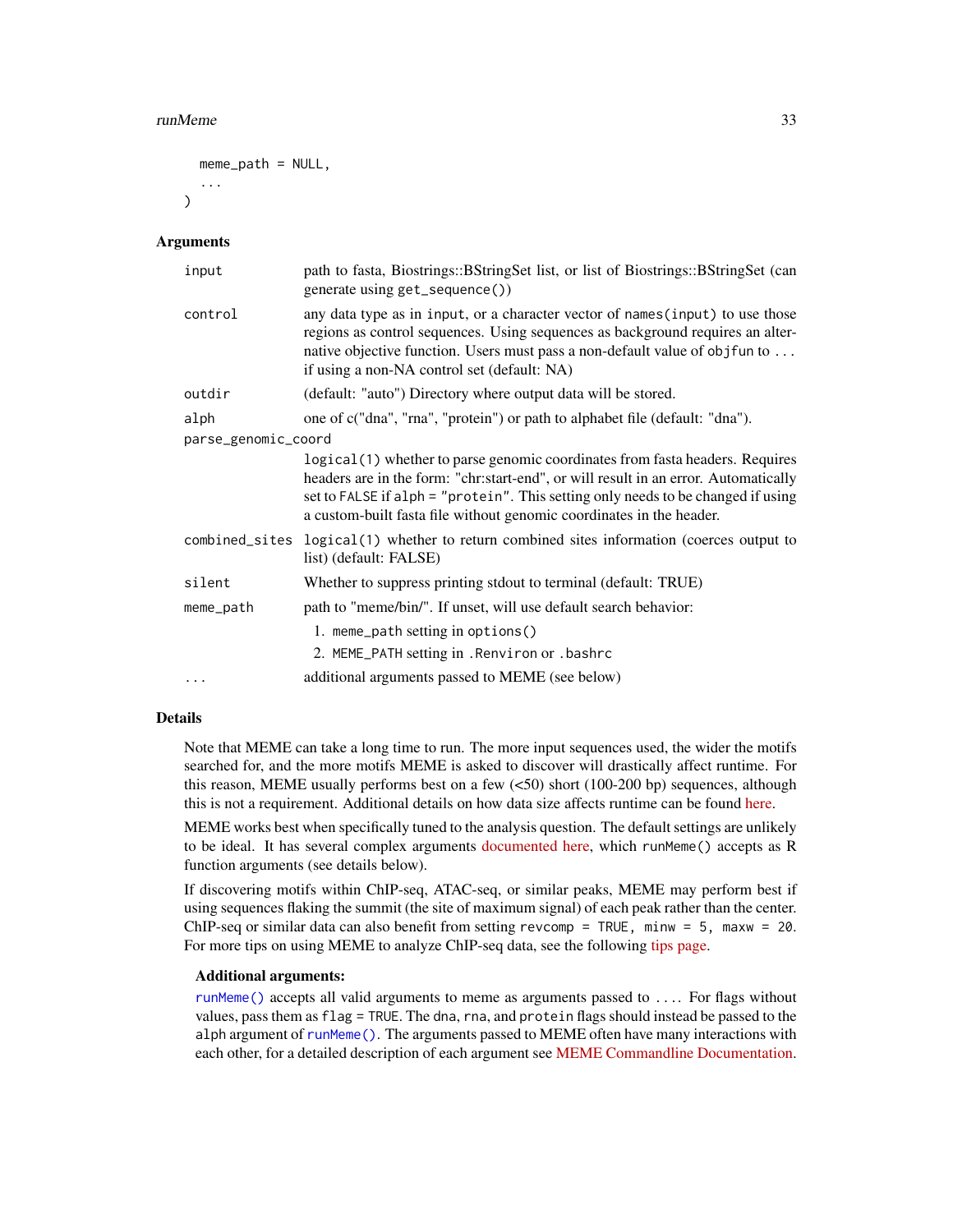```
  meme_path = NULL,
  ...
)
```

## Arguments

| Argument | Description |
|---|---|
| `input` | path to fasta, Biostrings::BStringSet list, or list of Biostrings::BStringSet (can generate using `get_sequence()`) |
| `control` | any data type as in `input`, or a character vector of `names(input)` to use those regions as control sequences. Using sequences as background requires an alternative objective function. Users must pass a non-default value of `objfun` to `...` if using a non-NA control set (default: NA) |
| `outdir` | (default: "auto") Directory where output data will be stored. |
| `alph` | one of c("dna", "rna", "protein") or path to alphabet file (default: "dna"). |
| `parse_genomic_coord` | `logical(1)` whether to parse genomic coordinates from fasta headers. Requires headers are in the form: "chr:start-end", or will result in an error. Automatically set to `FALSE` if `alph = "protein"`. This setting only needs to be changed if using a custom-built fasta file without genomic coordinates in the header. |
| `combined_sites` | `logical(1)` whether to return combined sites information (coerces output to list) (default: FALSE) |
| `silent` | Whether to suppress printing stdout to terminal (default: TRUE) |
| `meme_path` | path to "meme/bin/". If unset, will use default search behavior: 1. `meme_path` setting in `options()` 2. `MEME_PATH` setting in `.Renviron` or `.bashrc` |
| `...` | additional arguments passed to MEME (see below) |

## Details

Note that MEME can take a long time to run. The more input sequences used, the wider the motifs searched for, and the more motifs MEME is asked to discover will drastically affect runtime. For this reason, MEME usually performs best on a few (<50) short (100-200 bp) sequences, although this is not a requirement. Additional details on how data size affects runtime can be found here.

MEME works best when specifically tuned to the analysis question. The default settings are unlikely to be ideal. It has several complex arguments documented here, which `runMeme()` accepts as R function arguments (see details below).

If discovering motifs within ChIP-seq, ATAC-seq, or similar peaks, MEME may perform best if using sequences flaking the summit (the site of maximum signal) of each peak rather than the center. ChIP-seq or similar data can also benefit from setting `revcomp = TRUE, minw = 5, maxw = 20`. For more tips on using MEME to analyze ChIP-seq data, see the following tips page.

### Additional arguments:

`runMeme()` accepts all valid arguments to meme as arguments passed to `...`. For flags without values, pass them as `flag = TRUE`. The `dna`, `rna`, and `protein` flags should instead be passed to the `alph` argument of `runMeme()`. The arguments passed to MEME often have many interactions with each other, for a detailed description of each argument see MEME Commandline Documentation.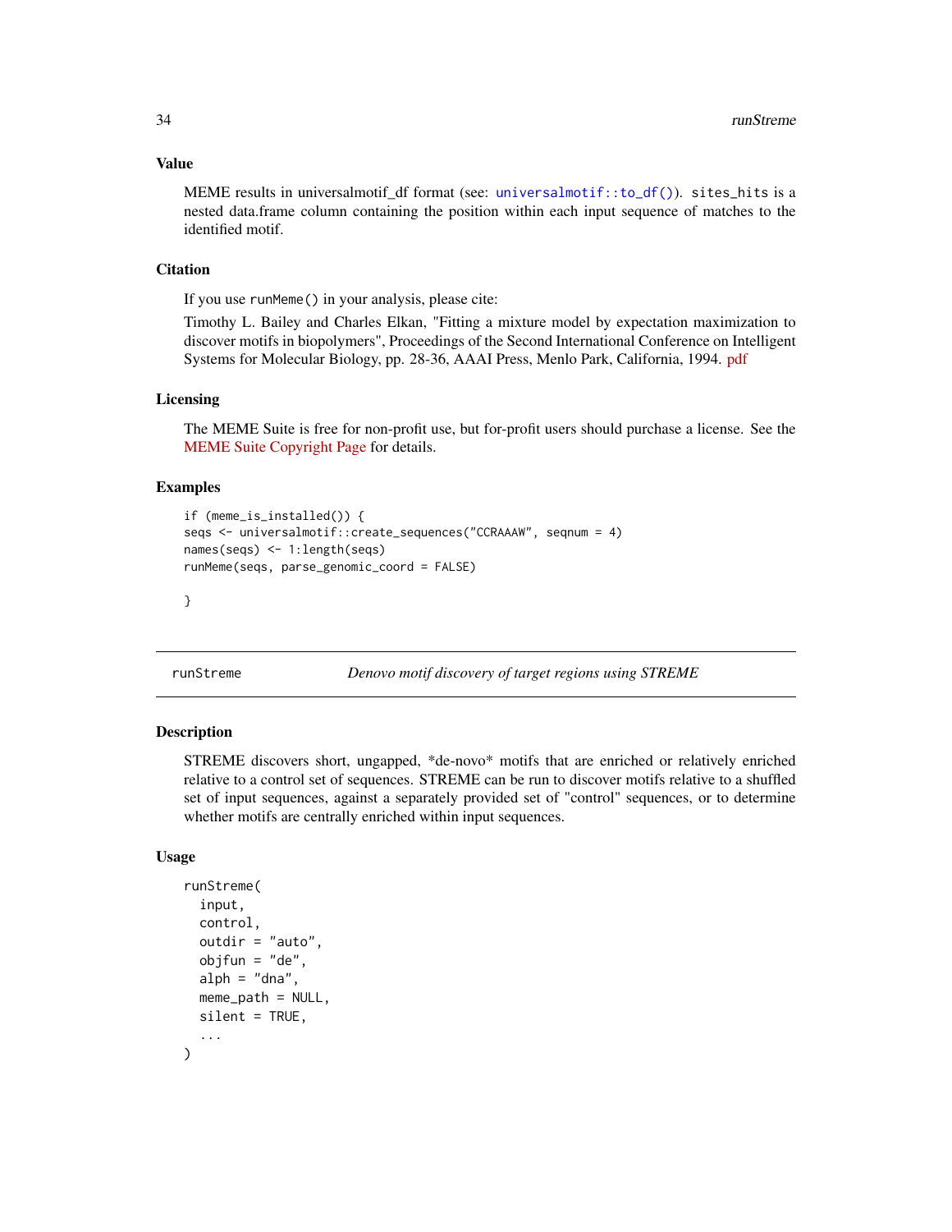### Value

MEME results in universalmotif_df format (see: `universalmotif::to_df()`). `sites_hits` is a nested data.frame column containing the position within each input sequence of matches to the identified motif.

### Citation

If you use `runMeme()` in your analysis, please cite:

Timothy L. Bailey and Charles Elkan, "Fitting a mixture model by expectation maximization to discover motifs in biopolymers", Proceedings of the Second International Conference on Intelligent Systems for Molecular Biology, pp. 28-36, AAAI Press, Menlo Park, California, 1994. pdf

### Licensing

The MEME Suite is free for non-profit use, but for-profit users should purchase a license. See the MEME Suite Copyright Page for details.

### Examples

```
if (meme_is_installed()) {
seqs <- universalmotif::create_sequences("CCRAAAW", seqnum = 4)
names(seqs) <- 1:length(seqs)
runMeme(seqs, parse_genomic_coord = FALSE)

}
```

---

## runStreme — *Denovo motif discovery of target regions using STREME*

### Description

STREME discovers short, ungapped, *de-novo* motifs that are enriched or relatively enriched relative to a control set of sequences. STREME can be run to discover motifs relative to a shuffled set of input sequences, against a separately provided set of "control" sequences, or to determine whether motifs are centrally enriched within input sequences.

### Usage

```
runStreme(
  input,
  control,
  outdir = "auto",
  objfun = "de",
  alph = "dna",
  meme_path = NULL,
  silent = TRUE,
  ...
)
```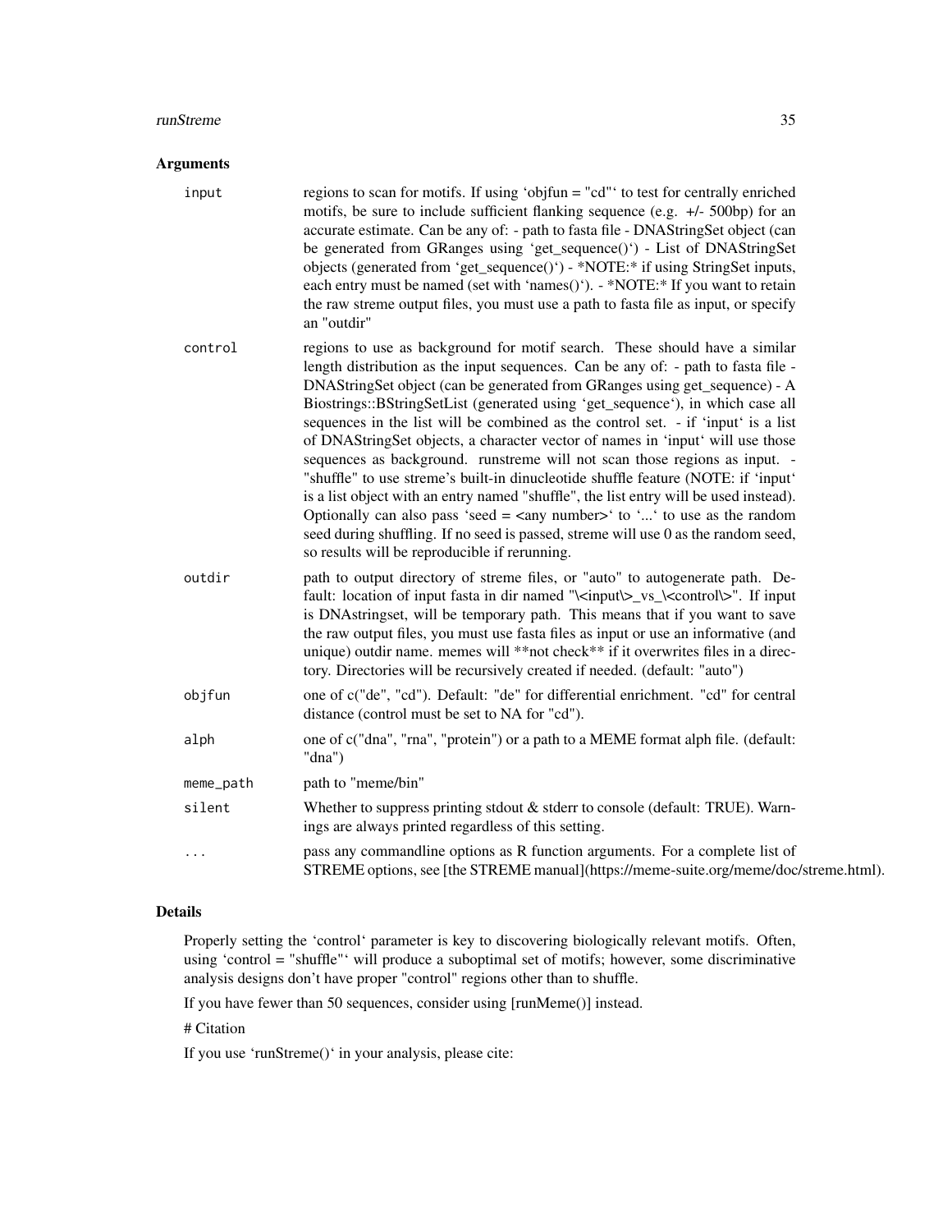## Arguments

| | |
|---|---|
| input | regions to scan for motifs. If using 'objfun = "cd"' to test for centrally enriched motifs, be sure to include sufficient flanking sequence (e.g. +/- 500bp) for an accurate estimate. Can be any of: - path to fasta file - DNAStringSet object (can be generated from GRanges using 'get_sequence()') - List of DNAStringSet objects (generated from 'get_sequence()') - *NOTE:* if using StringSet inputs, each entry must be named (set with 'names()'). - *NOTE:* If you want to retain the raw streme output files, you must use a path to fasta file as input, or specify an "outdir" |
| control | regions to use as background for motif search. These should have a similar length distribution as the input sequences. Can be any of: - path to fasta file - DNAStringSet object (can be generated from GRanges using get_sequence) - A Biostrings::BStringSetList (generated using 'get_sequence'), in which case all sequences in the list will be combined as the control set. - if 'input' is a list of DNAStringSet objects, a character vector of names in 'input' will use those sequences as background. runstreme will not scan those regions as input. - "shuffle" to use streme's built-in dinucleotide shuffle feature (NOTE: if 'input' is a list object with an entry named "shuffle", the list entry will be used instead). Optionally can also pass 'seed = <any number>' to '...' to use as the random seed during shuffling. If no seed is passed, streme will use 0 as the random seed, so results will be reproducible if rerunning. |
| outdir | path to output directory of streme files, or "auto" to autogenerate path. Default: location of input fasta in dir named "\<input\>_vs_\<control\>". If input is DNAstringset, will be temporary path. This means that if you want to save the raw output files, you must use fasta files as input or use an informative (and unique) outdir name. memes will **not check** if it overwrites files in a directory. Directories will be recursively created if needed. (default: "auto") |
| objfun | one of c("de", "cd"). Default: "de" for differential enrichment. "cd" for central distance (control must be set to NA for "cd"). |
| alph | one of c("dna", "rna", "protein") or a path to a MEME format alph file. (default: "dna") |
| meme_path | path to "meme/bin" |
| silent | Whether to suppress printing stdout & stderr to console (default: TRUE). Warnings are always printed regardless of this setting. |
| ... | pass any commandline options as R function arguments. For a complete list of STREME options, see [the STREME manual](https://meme-suite.org/meme/doc/streme.html). |

## Details

Properly setting the 'control' parameter is key to discovering biologically relevant motifs. Often, using 'control = "shuffle"' will produce a suboptimal set of motifs; however, some discriminative analysis designs don't have proper "control" regions other than to shuffle.

If you have fewer than 50 sequences, consider using [runMeme()] instead.

# Citation

If you use 'runStreme()' in your analysis, please cite: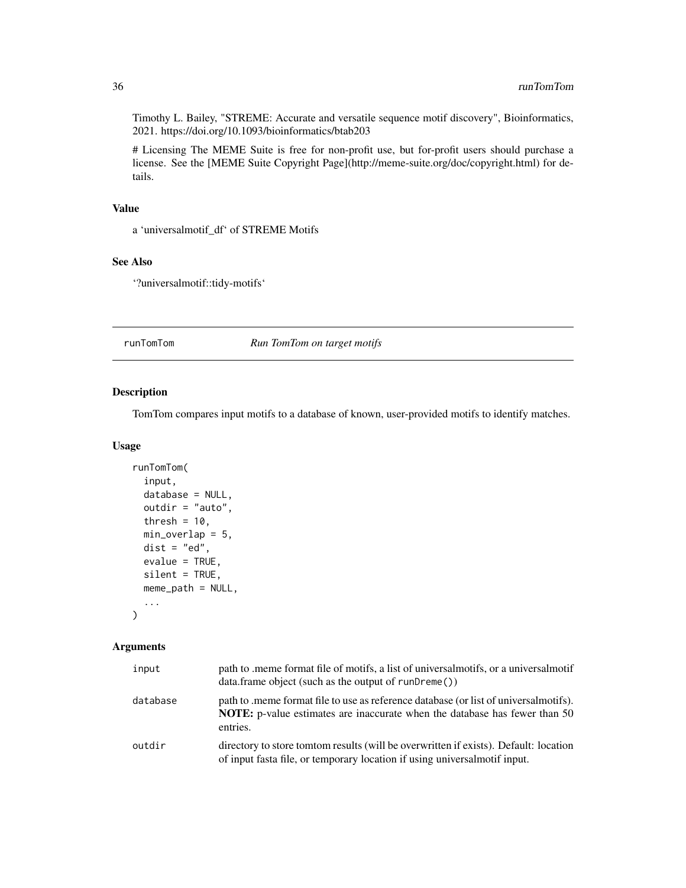Timothy L. Bailey, "STREME: Accurate and versatile sequence motif discovery", Bioinformatics, 2021. https://doi.org/10.1093/bioinformatics/btab203

# Licensing The MEME Suite is free for non-profit use, but for-profit users should purchase a license. See the [MEME Suite Copyright Page](http://meme-suite.org/doc/copyright.html) for details.

### Value

a 'universalmotif_df' of STREME Motifs

### See Also

'?universalmotif::tidy-motifs'

---

## runTomTom — *Run TomTom on target motifs*

### Description

TomTom compares input motifs to a database of known, user-provided motifs to identify matches.

### Usage

```
runTomTom(
  input,
  database = NULL,
  outdir = "auto",
  thresh = 10,
  min_overlap = 5,
  dist = "ed",
  evalue = TRUE,
  silent = TRUE,
  meme_path = NULL,
  ...
)
```

### Arguments

| | |
|---|---|
| input | path to .meme format file of motifs, a list of universalmotifs, or a universalmotif data.frame object (such as the output of `runDreme()`) |
| database | path to .meme format file to use as reference database (or list of universalmotifs). **NOTE:** p-value estimates are inaccurate when the database has fewer than 50 entries. |
| outdir | directory to store tomtom results (will be overwritten if exists). Default: location of input fasta file, or temporary location if using universalmotif input. |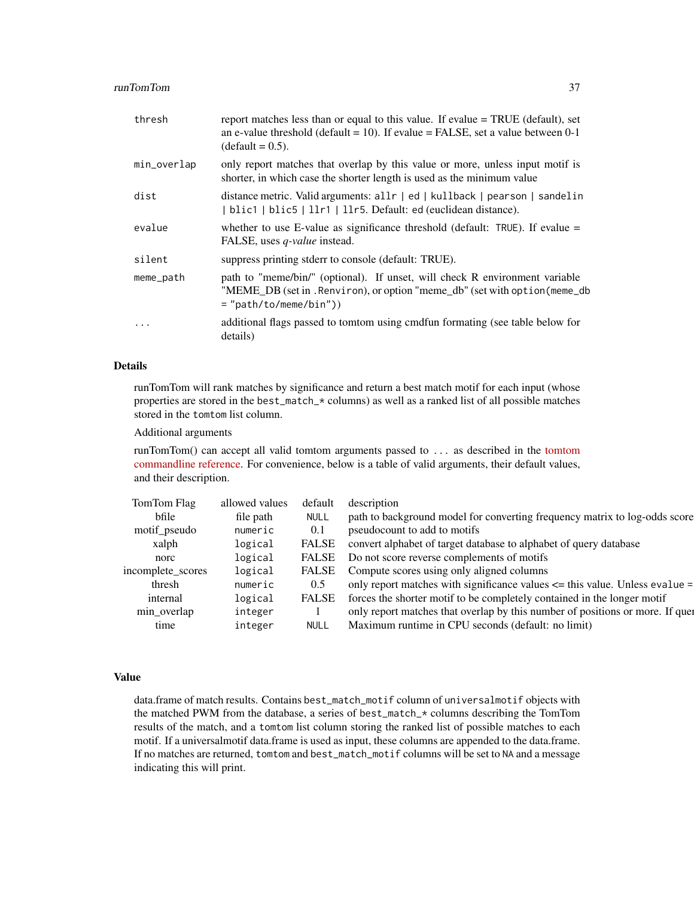| | |
|---|---|
| thresh | report matches less than or equal to this value. If evalue = TRUE (default), set an e-value threshold (default = 10). If evalue = FALSE, set a value between 0-1 (default = 0.5). |
| min_overlap | only report matches that overlap by this value or more, unless input motif is shorter, in which case the shorter length is used as the minimum value |
| dist | distance metric. Valid arguments: `allr | ed | kullback | pearson | sandelin | blic1 | blic5 | llr1 | llr5`. Default: `ed` (euclidean distance). |
| evalue | whether to use E-value as significance threshold (default: `TRUE`). If evalue = FALSE, uses *q-value* instead. |
| silent | suppress printing stderr to console (default: TRUE). |
| meme_path | path to "meme/bin/" (optional). If unset, will check R environment variable "MEME_DB (set in `.Renviron`), or option "meme_db" (set with `option(meme_db = "path/to/meme/bin")`) |
| ... | additional flags passed to tomtom using cmdfun formating (see table below for details) |

## Details

runTomTom will rank matches by significance and return a best match motif for each input (whose properties are stored in the `best_match_*` columns) as well as a ranked list of all possible matches stored in the `tomtom` list column.

Additional arguments

runTomTom() can accept all valid tomtom arguments passed to `...` as described in the tomtom commandline reference. For convenience, below is a table of valid arguments, their default values, and their description.

| TomTom Flag | allowed values | default | description |
|---|---|---|---|
| bfile | file path | `NULL` | path to background model for converting frequency matrix to log-odds score |
| motif_pseudo | `numeric` | 0.1 | pseudocount to add to motifs |
| xalph | `logical` | FALSE | convert alphabet of target database to alphabet of query database |
| norc | `logical` | FALSE | Do not score reverse complements of motifs |
| incomplete_scores | `logical` | FALSE | Compute scores using only aligned columns |
| thresh | `numeric` | 0.5 | only report matches with significance values <= this value. Unless `evalue =` |
| internal | `logical` | FALSE | forces the shorter motif to be completely contained in the longer motif |
| min_overlap | `integer` | 1 | only report matches that overlap by this number of positions or more. If quer |
| time | `integer` | `NULL` | Maximum runtime in CPU seconds (default: no limit) |

## Value

data.frame of match results. Contains `best_match_motif` column of `universalmotif` objects with the matched PWM from the database, a series of `best_match_*` columns describing the TomTom results of the match, and a `tomtom` list column storing the ranked list of possible matches to each motif. If a universalmotif data.frame is used as input, these columns are appended to the data.frame. If no matches are returned, `tomtom` and `best_match_motif` columns will be set to `NA` and a message indicating this will print.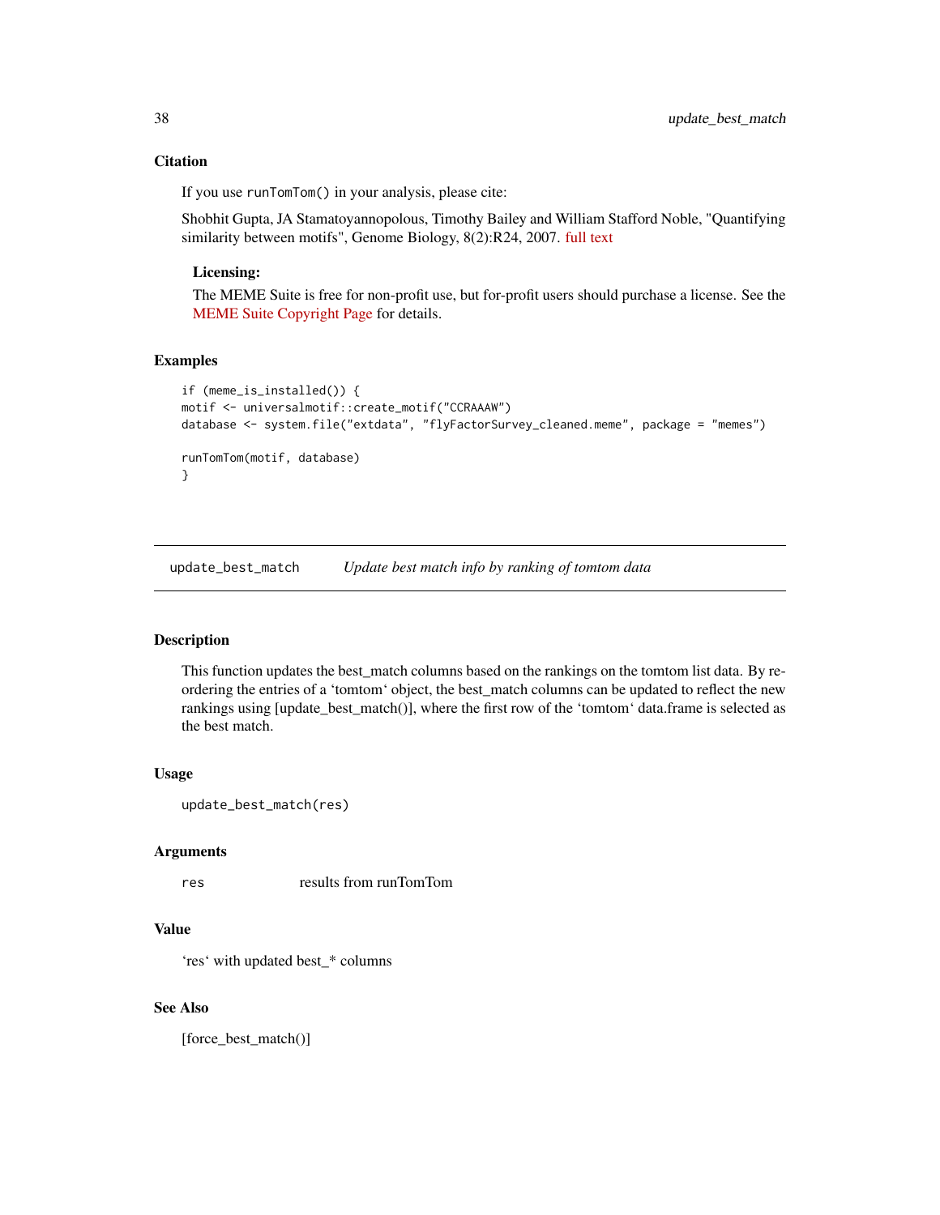### Citation

If you use `runTomTom()` in your analysis, please cite:

Shobhit Gupta, JA Stamatoyannopolous, Timothy Bailey and William Stafford Noble, "Quantifying similarity between motifs", Genome Biology, 8(2):R24, 2007. full text

**Licensing:**

The MEME Suite is free for non-profit use, but for-profit users should purchase a license. See the MEME Suite Copyright Page for details.

### Examples

```
if (meme_is_installed()) {
motif <- universalmotif::create_motif("CCRAAAW")
database <- system.file("extdata", "flyFactorSurvey_cleaned.meme", package = "memes")

runTomTom(motif, database)
}
```

---

## update_best_match *Update best match info by ranking of tomtom data*

---

### Description

This function updates the best_match columns based on the rankings on the tomtom list data. By re-ordering the entries of a 'tomtom' object, the best_match columns can be updated to reflect the new rankings using [update_best_match()], where the first row of the 'tomtom' data.frame is selected as the best match.

### Usage

```
update_best_match(res)
```

### Arguments

| | |
|---|---|
| `res` | results from runTomTom |

### Value

'res' with updated best_* columns

### See Also

[force_best_match()]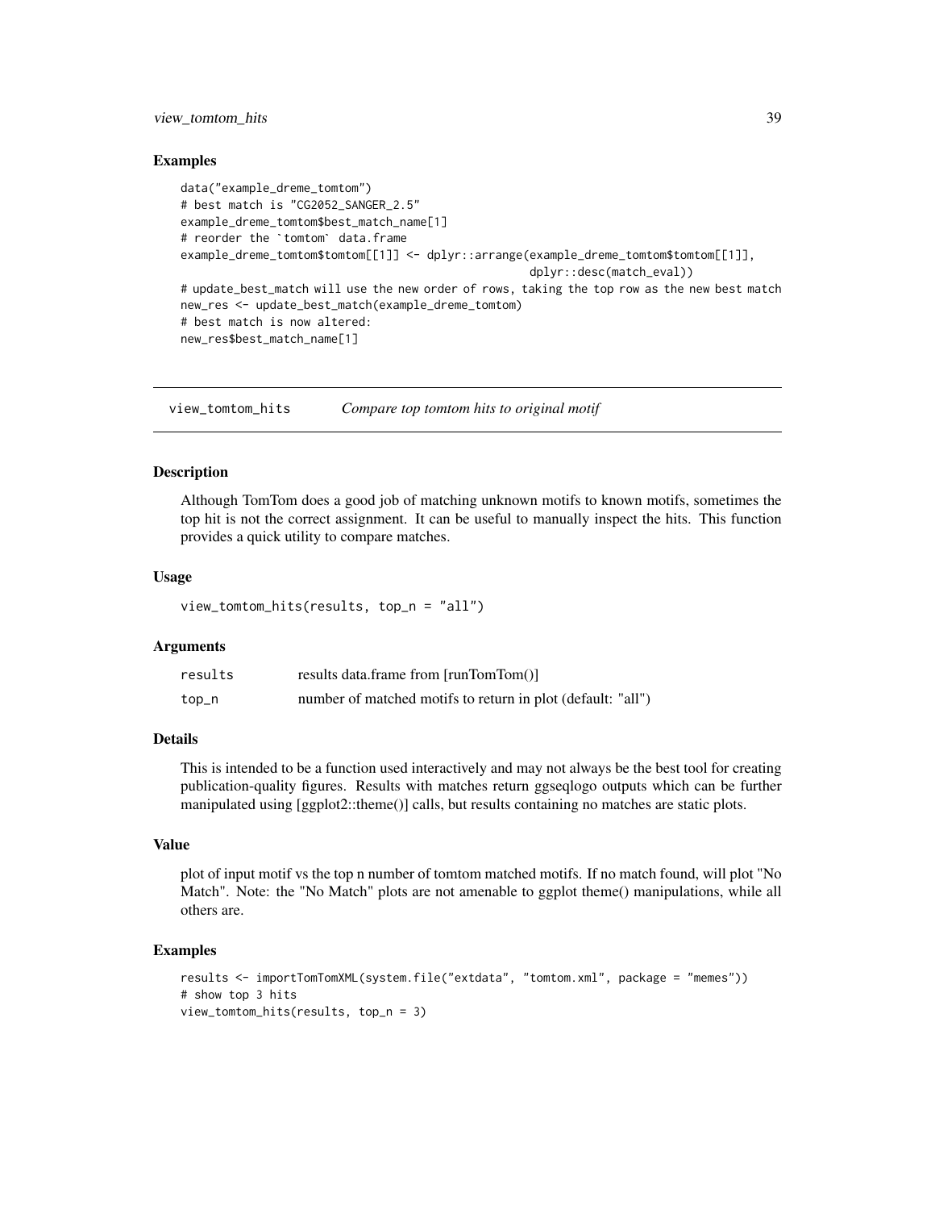### Examples

```
data("example_dreme_tomtom")
# best match is "CG2052_SANGER_2.5"
example_dreme_tomtom$best_match_name[1]
# reorder the `tomtom` data.frame
example_dreme_tomtom$tomtom[[1]] <- dplyr::arrange(example_dreme_tomtom$tomtom[[1]],
                                                   dplyr::desc(match_eval))
# update_best_match will use the new order of rows, taking the top row as the new best match
new_res <- update_best_match(example_dreme_tomtom)
# best match is now altered:
new_res$best_match_name[1]
```

## view_tomtom_hits    *Compare top tomtom hits to original motif*

### Description

Although TomTom does a good job of matching unknown motifs to known motifs, sometimes the top hit is not the correct assignment. It can be useful to manually inspect the hits. This function provides a quick utility to compare matches.

### Usage

```
view_tomtom_hits(results, top_n = "all")
```

### Arguments

| | |
|---|---|
| results | results data.frame from [runTomTom()] |
| top_n | number of matched motifs to return in plot (default: "all") |

### Details

This is intended to be a function used interactively and may not always be the best tool for creating publication-quality figures. Results with matches return ggseqlogo outputs which can be further manipulated using [ggplot2::theme()] calls, but results containing no matches are static plots.

### Value

plot of input motif vs the top n number of tomtom matched motifs. If no match found, will plot "No Match". Note: the "No Match" plots are not amenable to ggplot theme() manipulations, while all others are.

### Examples

```
results <- importTomTomXML(system.file("extdata", "tomtom.xml", package = "memes"))
# show top 3 hits
view_tomtom_hits(results, top_n = 3)
```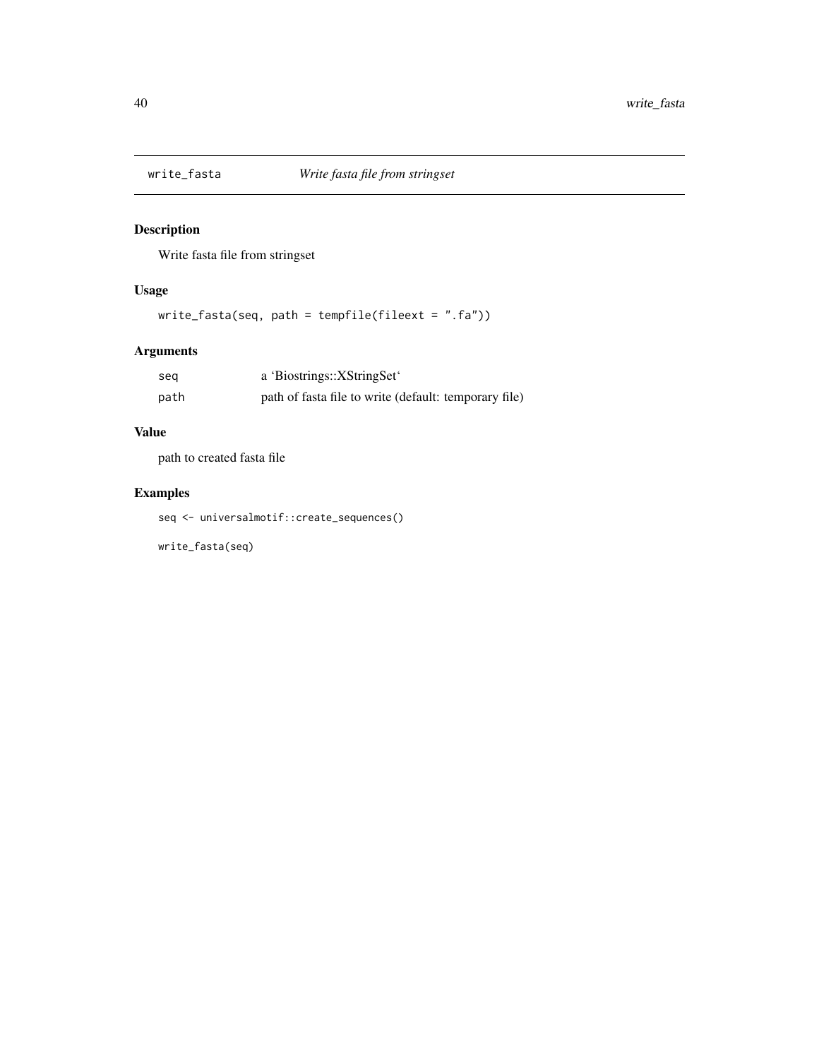## write_fasta *Write fasta file from stringset*

### Description

Write fasta file from stringset

### Usage

```
write_fasta(seq, path = tempfile(fileext = ".fa"))
```

### Arguments

| | |
|---|---|
| seq | a 'Biostrings::XStringSet' |
| path | path of fasta file to write (default: temporary file) |

### Value

path to created fasta file

### Examples

```
seq <- universalmotif::create_sequences()

write_fasta(seq)
```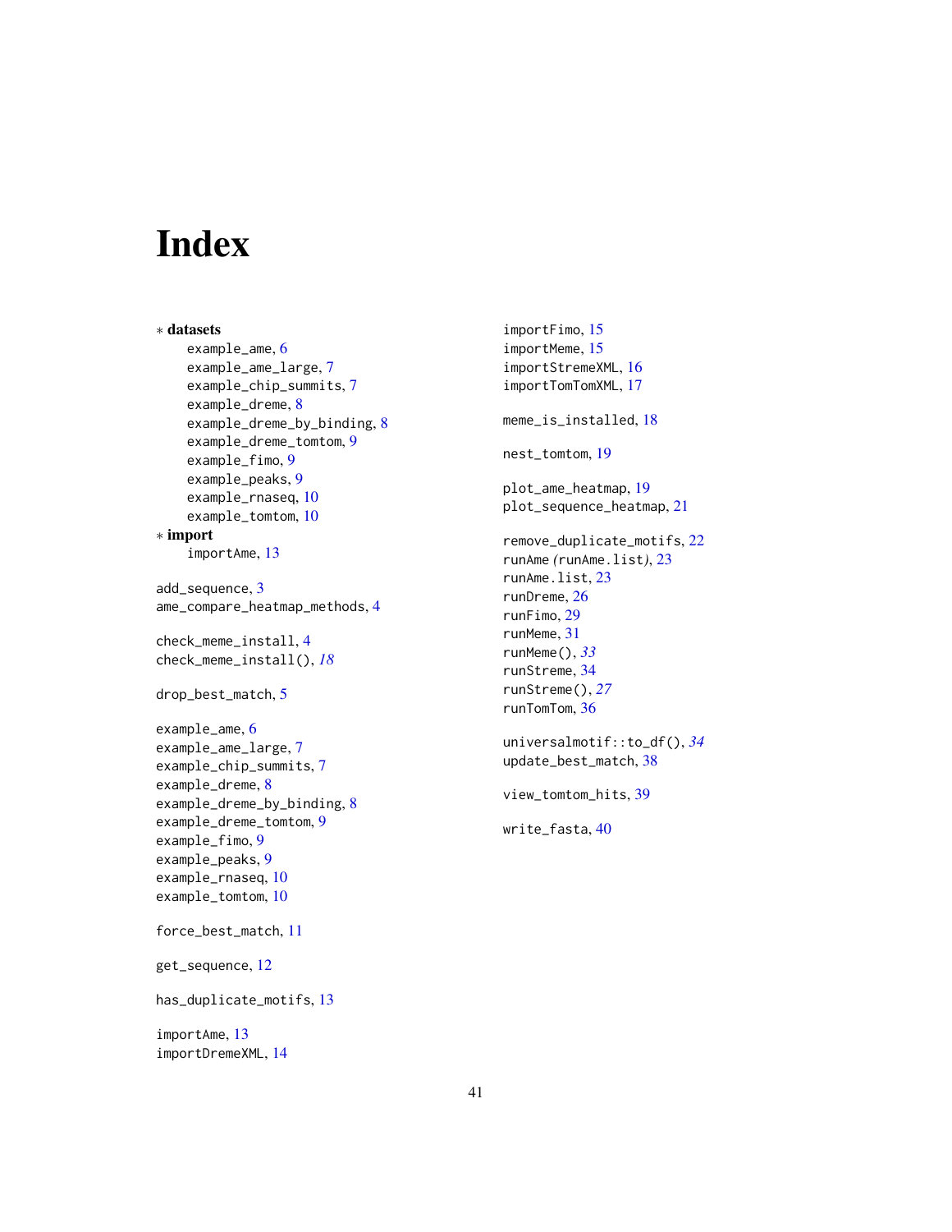# Index

* **datasets**
  - example_ame, 6
  - example_ame_large, 7
  - example_chip_summits, 7
  - example_dreme, 8
  - example_dreme_by_binding, 8
  - example_dreme_tomtom, 9
  - example_fimo, 9
  - example_peaks, 9
  - example_rnaseq, 10
  - example_tomtom, 10
* **import**
  - importAme, 13

add_sequence, 3
ame_compare_heatmap_methods, 4

check_meme_install, 4
check_meme_install(), *18*

drop_best_match, 5

example_ame, 6
example_ame_large, 7
example_chip_summits, 7
example_dreme, 8
example_dreme_by_binding, 8
example_dreme_tomtom, 9
example_fimo, 9
example_peaks, 9
example_rnaseq, 10
example_tomtom, 10

force_best_match, 11

get_sequence, 12

has_duplicate_motifs, 13

importAme, 13
importDremeXML, 14
importFimo, 15
importMeme, 15
importStremeXML, 16
importTomTomXML, 17

meme_is_installed, 18

nest_tomtom, 19

plot_ame_heatmap, 19
plot_sequence_heatmap, 21

remove_duplicate_motifs, 22
runAme *(*runAme.list*)*, 23
runAme.list, 23
runDreme, 26
runFimo, 29
runMeme, 31
runMeme(), *33*
runStreme, 34
runStreme(), *27*
runTomTom, 36

universalmotif::to_df(), *34*
update_best_match, 38

view_tomtom_hits, 39

write_fasta, 40